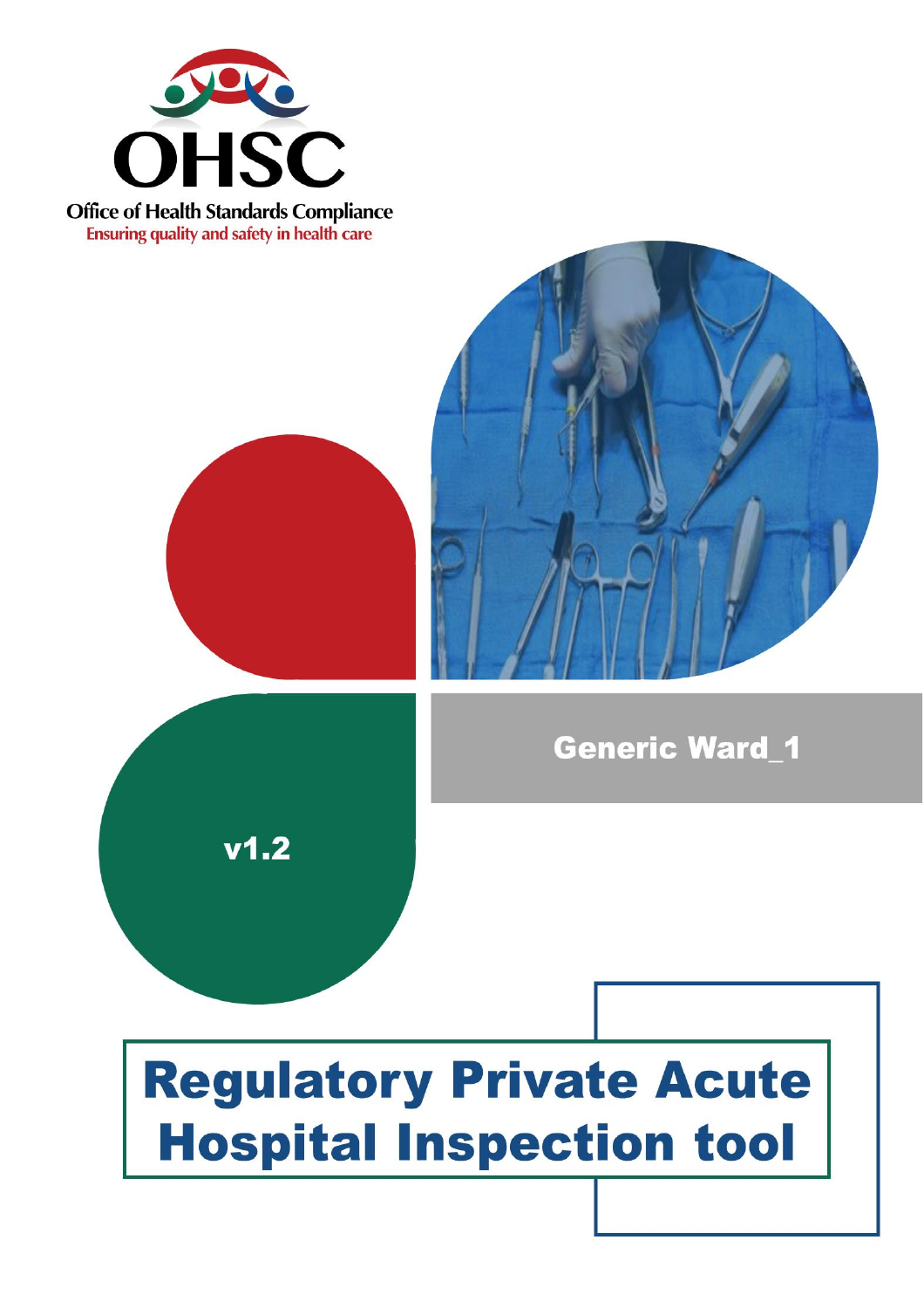**OHSC**

**Office of Health Standards Compliance**

Ensuring quality and safety in health care

Generic Ward_1

v1.2

# Regulatory Private Acute Hospital Inspection tool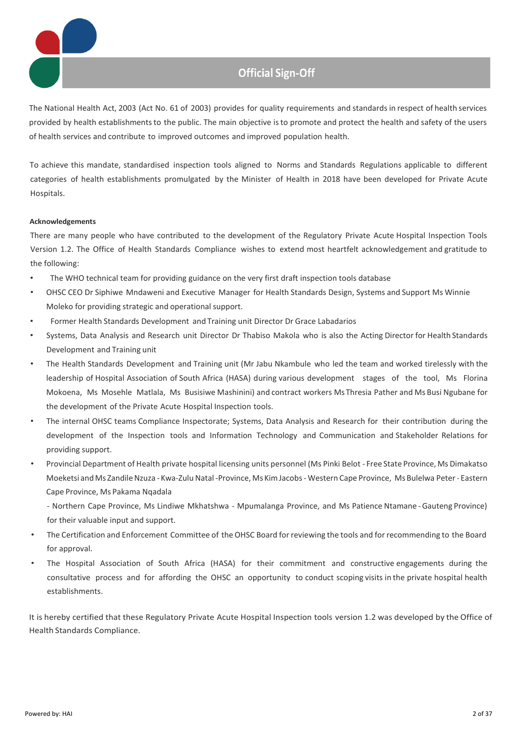# Official Sign-Off

The National Health Act, 2003 (Act No. 61 of 2003) provides for quality requirements and standards in respect of health services provided by health establishments to the public. The main objective is to promote and protect the health and safety of the users of health services and contribute to improved outcomes and improved population health.

To achieve this mandate, standardised inspection tools aligned to Norms and Standards Regulations applicable to different categories of health establishments promulgated by the Minister of Health in 2018 have been developed for Private Acute Hospitals.

**Acknowledgements**

There are many people who have contributed to the development of the Regulatory Private Acute Hospital Inspection Tools Version 1.2. The Office of Health Standards Compliance wishes to extend most heartfelt acknowledgement and gratitude to the following:

- The WHO technical team for providing guidance on the very first draft inspection tools database
- OHSC CEO Dr Siphiwe Mndaweni and Executive Manager for Health Standards Design, Systems and Support Ms Winnie Moleko for providing strategic and operational support.
- Former Health Standards Development and Training unit Director Dr Grace Labadarios
- Systems, Data Analysis and Research unit Director Dr Thabiso Makola who is also the Acting Director for Health Standards Development and Training unit
- The Health Standards Development and Training unit (Mr Jabu Nkambule who led the team and worked tirelessly with the leadership of Hospital Association of South Africa (HASA) during various development stages of the tool, Ms Florina Mokoena, Ms Mosehle Matlala, Ms Busisiwe Mashinini) and contract workers Ms Thresia Pather and Ms Busi Ngubane for the development of the Private Acute Hospital Inspection tools.
- The internal OHSC teams Compliance Inspectorate; Systems, Data Analysis and Research for their contribution during the development of the Inspection tools and Information Technology and Communication and Stakeholder Relations for providing support.
- Provincial Department of Health private hospital licensing units personnel (Ms Pinki Belot - Free State Province, Ms Dimakatso Moeketsi and Ms Zandile Nzuza - Kwa-Zulu Natal -Province, Ms Kim Jacobs - Western Cape Province, Ms Bulelwa Peter - Eastern Cape Province, Ms Pakama Nqadala - Northern Cape Province, Ms Lindiwe Mkhatshwa - Mpumalanga Province, and Ms Patience Ntamane - Gauteng Province) for their valuable input and support.
- The Certification and Enforcement Committee of the OHSC Board for reviewing the tools and for recommending to the Board for approval.
- The Hospital Association of South Africa (HASA) for their commitment and constructive engagements during the consultative process and for affording the OHSC an opportunity to conduct scoping visits in the private hospital health establishments.

It is hereby certified that these Regulatory Private Acute Hospital Inspection tools version 1.2 was developed by the Office of Health Standards Compliance.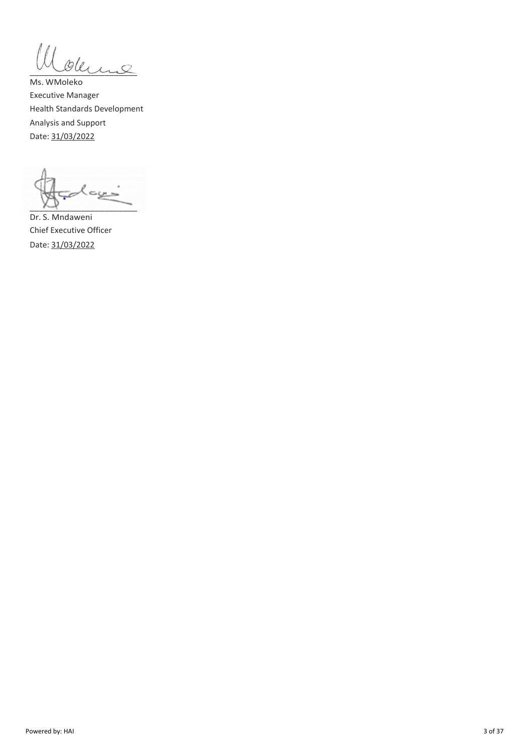Ms. WMoleko
Executive Manager
Health Standards Development
Analysis and Support
Date: 31/03/2022

Dr. S. Mndaweni
Chief Executive Officer
Date: 31/03/2022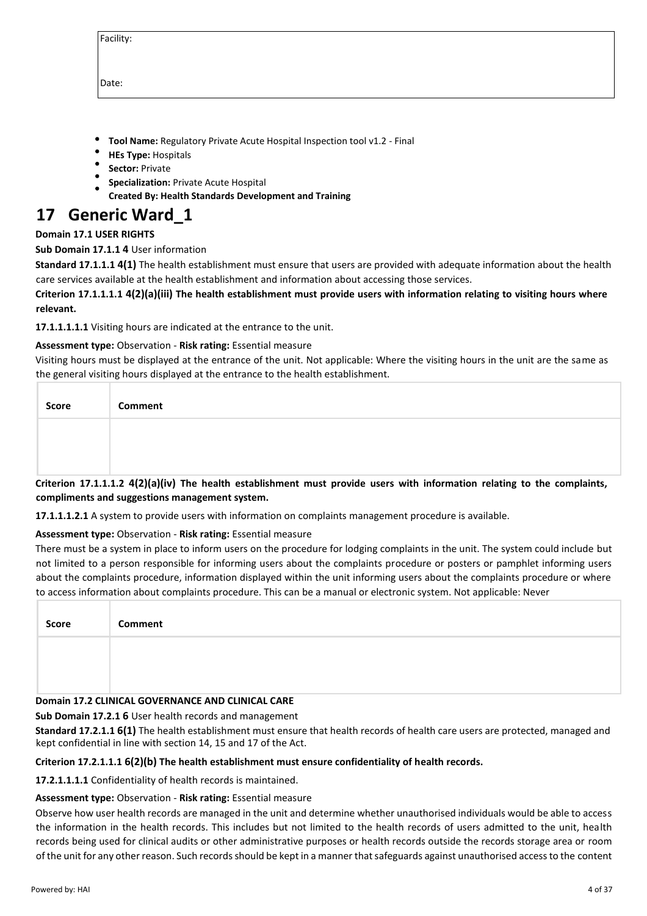| Facility: |
|---|
| Date: |

- **Tool Name:** Regulatory Private Acute Hospital Inspection tool v1.2 - Final
- **HEs Type:** Hospitals
- **Sector:** Private
- **Specialization:** Private Acute Hospital
- **Created By: Health Standards Development and Training**

# 17 Generic Ward_1

**Domain 17.1 USER RIGHTS**

**Sub Domain 17.1.1 4** User information

**Standard 17.1.1.1 4(1)** The health establishment must ensure that users are provided with adequate information about the health care services available at the health establishment and information about accessing those services.

**Criterion 17.1.1.1.1 4(2)(a)(iii) The health establishment must provide users with information relating to visiting hours where relevant.**

**17.1.1.1.1.1** Visiting hours are indicated at the entrance to the unit.

**Assessment type:** Observation - **Risk rating:** Essential measure

Visiting hours must be displayed at the entrance of the unit. Not applicable: Where the visiting hours in the unit are the same as the general visiting hours displayed at the entrance to the health establishment.

| Score | Comment |
|---|---|
| | |

**Criterion 17.1.1.1.2 4(2)(a)(iv) The health establishment must provide users with information relating to the complaints, compliments and suggestions management system.**

**17.1.1.1.2.1** A system to provide users with information on complaints management procedure is available.

**Assessment type:** Observation - **Risk rating:** Essential measure

There must be a system in place to inform users on the procedure for lodging complaints in the unit. The system could include but not limited to a person responsible for informing users about the complaints procedure or posters or pamphlet informing users about the complaints procedure, information displayed within the unit informing users about the complaints procedure or where to access information about complaints procedure. This can be a manual or electronic system. Not applicable: Never

| Score | Comment |
|---|---|
| | |

**Domain 17.2 CLINICAL GOVERNANCE AND CLINICAL CARE**

**Sub Domain 17.2.1 6** User health records and management

**Standard 17.2.1.1 6(1)** The health establishment must ensure that health records of health care users are protected, managed and kept confidential in line with section 14, 15 and 17 of the Act.

**Criterion 17.2.1.1.1 6(2)(b) The health establishment must ensure confidentiality of health records.**

**17.2.1.1.1.1** Confidentiality of health records is maintained.

**Assessment type:** Observation - **Risk rating:** Essential measure

Observe how user health records are managed in the unit and determine whether unauthorised individuals would be able to access the information in the health records. This includes but not limited to the health records of users admitted to the unit, health records being used for clinical audits or other administrative purposes or health records outside the records storage area or room of the unit for any other reason. Such records should be kept in a manner that safeguards against unauthorised access to the content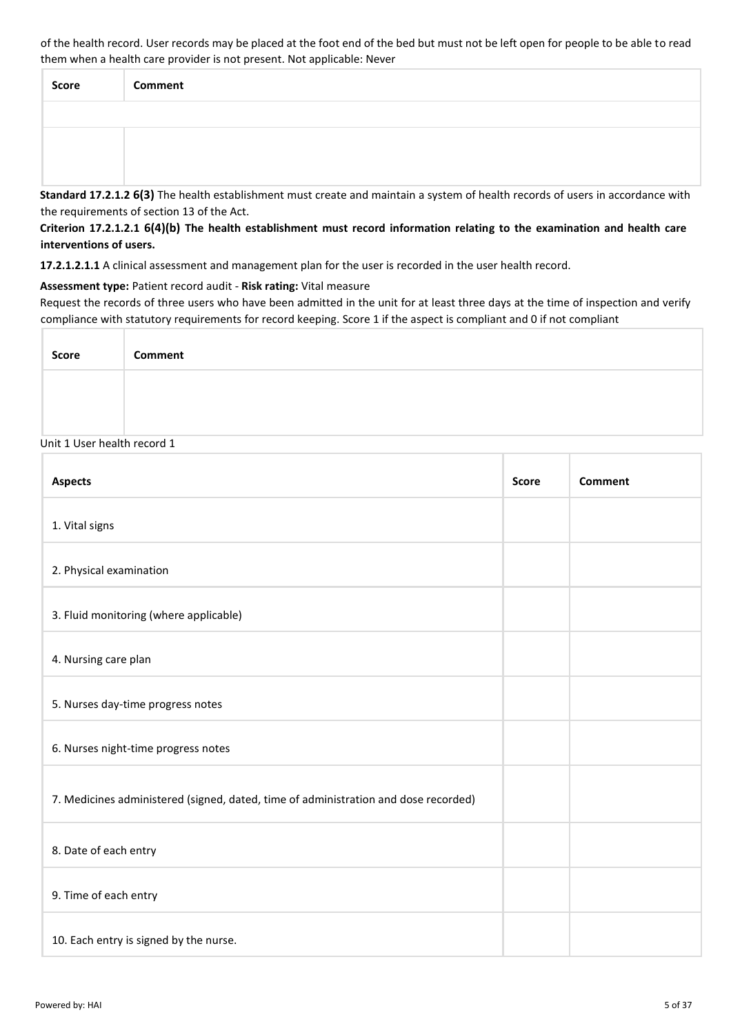of the health record. User records may be placed at the foot end of the bed but must not be left open for people to be able to read them when a health care provider is not present. Not applicable: Never

| Score | Comment |
| --- | --- |
| | |
| | |

**Standard 17.2.1.2 6(3)** The health establishment must create and maintain a system of health records of users in accordance with the requirements of section 13 of the Act.

**Criterion 17.2.1.2.1 6(4)(b) The health establishment must record information relating to the examination and health care interventions of users.**

**17.2.1.2.1.1** A clinical assessment and management plan for the user is recorded in the user health record.

**Assessment type:** Patient record audit - **Risk rating:** Vital measure

Request the records of three users who have been admitted in the unit for at least three days at the time of inspection and verify compliance with statutory requirements for record keeping. Score 1 if the aspect is compliant and 0 if not compliant

| Score | Comment |
| --- | --- |
| | |

Unit 1 User health record 1

| Aspects | Score | Comment |
| --- | --- | --- |
| 1. Vital signs | | |
| 2. Physical examination | | |
| 3. Fluid monitoring (where applicable) | | |
| 4. Nursing care plan | | |
| 5. Nurses day-time progress notes | | |
| 6. Nurses night-time progress notes | | |
| 7. Medicines administered (signed, dated, time of administration and dose recorded) | | |
| 8. Date of each entry | | |
| 9. Time of each entry | | |
| 10. Each entry is signed by the nurse. | | |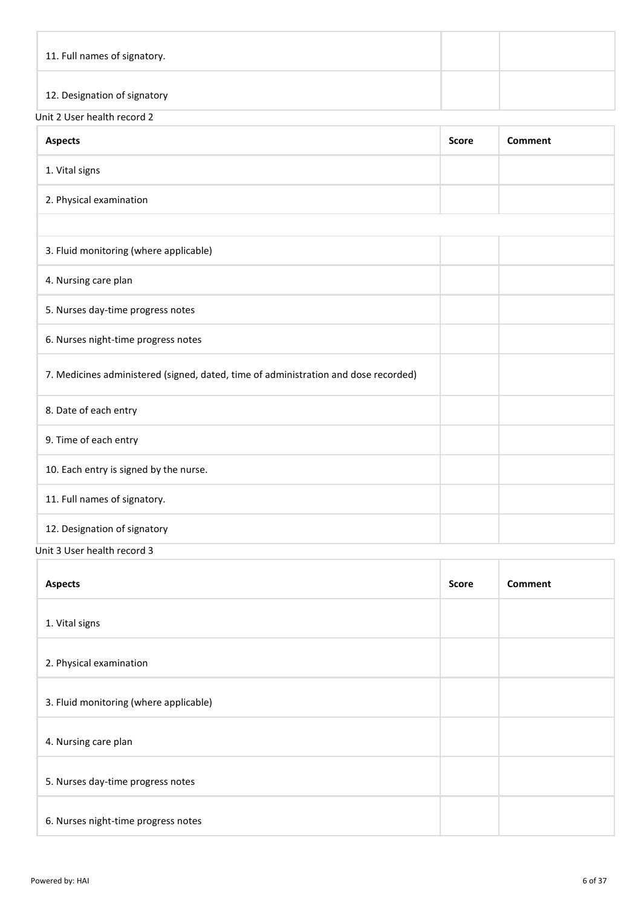| | | |
|---|---|---|
| 11. Full names of signatory. | | |
| 12. Designation of signatory | | |

Unit 2 User health record 2

| Aspects | Score | Comment |
|---|---|---|
| 1. Vital signs | | |
| 2. Physical examination | | |
| | | |
| 3. Fluid monitoring (where applicable) | | |
| 4. Nursing care plan | | |
| 5. Nurses day-time progress notes | | |
| 6. Nurses night-time progress notes | | |
| 7. Medicines administered (signed, dated, time of administration and dose recorded) | | |
| 8. Date of each entry | | |
| 9. Time of each entry | | |
| 10. Each entry is signed by the nurse. | | |
| 11. Full names of signatory. | | |
| 12. Designation of signatory | | |

Unit 3 User health record 3

| Aspects | Score | Comment |
|---|---|---|
| 1. Vital signs | | |
| 2. Physical examination | | |
| 3. Fluid monitoring (where applicable) | | |
| 4. Nursing care plan | | |
| 5. Nurses day-time progress notes | | |
| 6. Nurses night-time progress notes | | |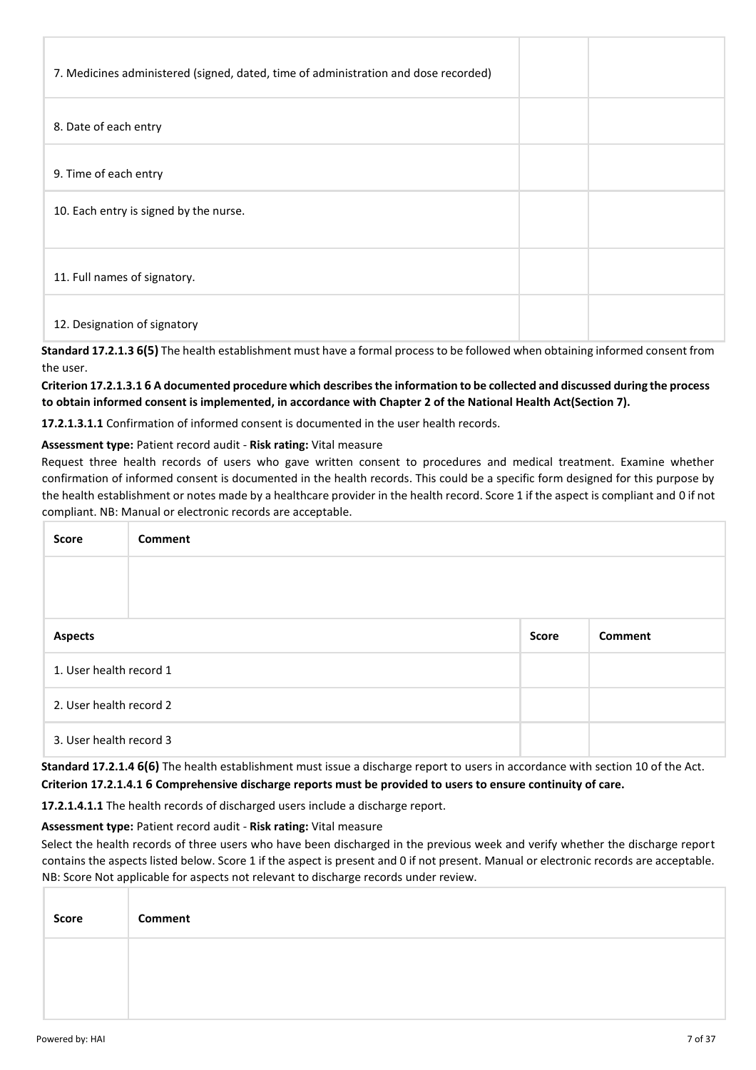| | | |
|---|---|---|
| 7. Medicines administered (signed, dated, time of administration and dose recorded) | | |
| 8. Date of each entry | | |
| 9. Time of each entry | | |
| 10. Each entry is signed by the nurse. | | |
| 11. Full names of signatory. | | |
| 12. Designation of signatory | | |

**Standard 17.2.1.3 6(5)** The health establishment must have a formal process to be followed when obtaining informed consent from the user.

**Criterion 17.2.1.3.1 6 A documented procedure which describes the information to be collected and discussed during the process to obtain informed consent is implemented, in accordance with Chapter 2 of the National Health Act(Section 7).**

**17.2.1.3.1.1** Confirmation of informed consent is documented in the user health records.

**Assessment type:** Patient record audit - **Risk rating:** Vital measure

Request three health records of users who gave written consent to procedures and medical treatment. Examine whether confirmation of informed consent is documented in the health records. This could be a specific form designed for this purpose by the health establishment or notes made by a healthcare provider in the health record. Score 1 if the aspect is compliant and 0 if not compliant. NB: Manual or electronic records are acceptable.

| Score | Comment |
|---|---|
| | |

| Aspects | Score | Comment |
|---|---|---|
| 1. User health record 1 | | |
| 2. User health record 2 | | |
| 3. User health record 3 | | |

**Standard 17.2.1.4 6(6)** The health establishment must issue a discharge report to users in accordance with section 10 of the Act.

**Criterion 17.2.1.4.1 6 Comprehensive discharge reports must be provided to users to ensure continuity of care.**

**17.2.1.4.1.1** The health records of discharged users include a discharge report.

**Assessment type:** Patient record audit - **Risk rating:** Vital measure

Select the health records of three users who have been discharged in the previous week and verify whether the discharge report contains the aspects listed below. Score 1 if the aspect is present and 0 if not present. Manual or electronic records are acceptable. NB: Score Not applicable for aspects not relevant to discharge records under review.

| Score | Comment |
|---|---|
| | |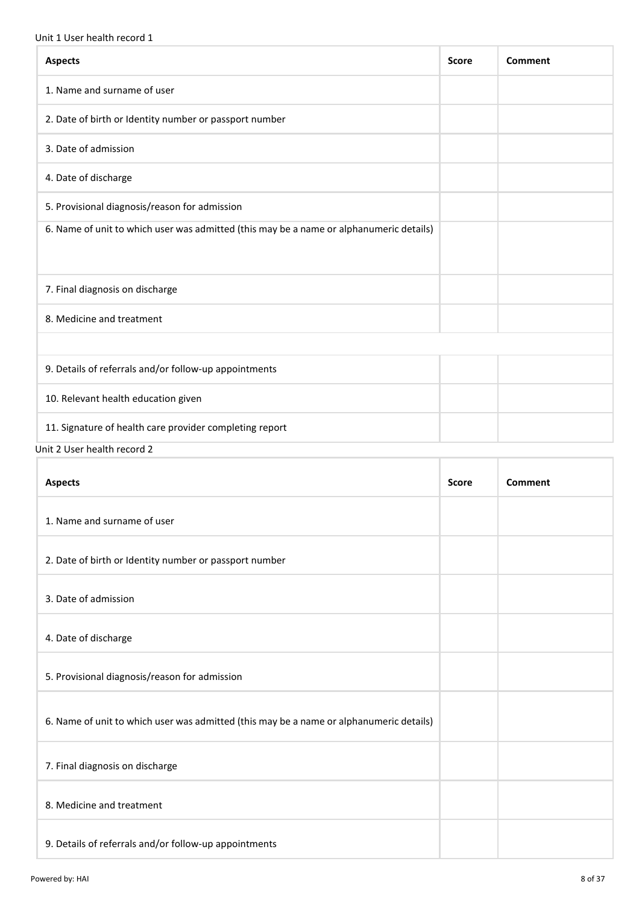Unit 1 User health record 1

| Aspects | Score | Comment |
| --- | --- | --- |
| 1. Name and surname of user | | |
| 2. Date of birth or Identity number or passport number | | |
| 3. Date of admission | | |
| 4. Date of discharge | | |
| 5. Provisional diagnosis/reason for admission | | |
| 6. Name of unit to which user was admitted (this may be a name or alphanumeric details) | | |
| 7. Final diagnosis on discharge | | |
| 8. Medicine and treatment | | |
| | | |
| 9. Details of referrals and/or follow-up appointments | | |
| 10. Relevant health education given | | |
| 11. Signature of health care provider completing report | | |

Unit 2 User health record 2

| Aspects | Score | Comment |
| --- | --- | --- |
| 1. Name and surname of user | | |
| 2. Date of birth or Identity number or passport number | | |
| 3. Date of admission | | |
| 4. Date of discharge | | |
| 5. Provisional diagnosis/reason for admission | | |
| 6. Name of unit to which user was admitted (this may be a name or alphanumeric details) | | |
| 7. Final diagnosis on discharge | | |
| 8. Medicine and treatment | | |
| 9. Details of referrals and/or follow-up appointments | | |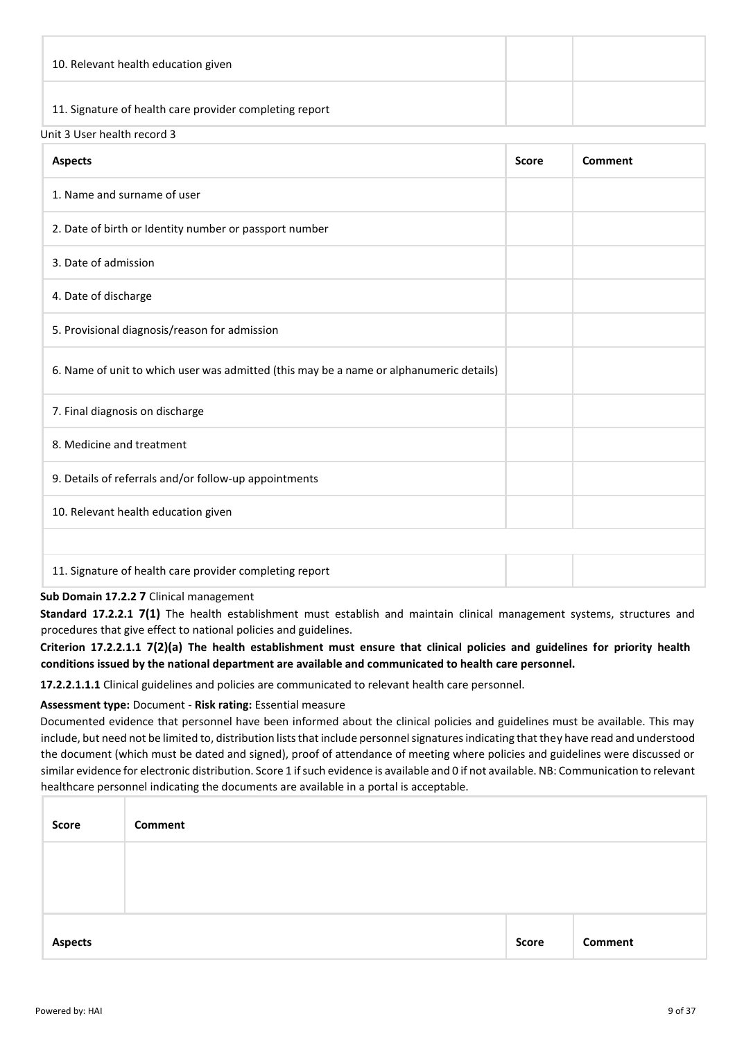| | | |
|---|---|---|
| 10. Relevant health education given | | |
| 11. Signature of health care provider completing report | | |

Unit 3 User health record 3

| Aspects | Score | Comment |
|---|---|---|
| 1. Name and surname of user | | |
| 2. Date of birth or Identity number or passport number | | |
| 3. Date of admission | | |
| 4. Date of discharge | | |
| 5. Provisional diagnosis/reason for admission | | |
| 6. Name of unit to which user was admitted (this may be a name or alphanumeric details) | | |
| 7. Final diagnosis on discharge | | |
| 8. Medicine and treatment | | |
| 9. Details of referrals and/or follow-up appointments | | |
| 10. Relevant health education given | | |
| | | |
| 11. Signature of health care provider completing report | | |

**Sub Domain 17.2.2 7** Clinical management

**Standard 17.2.2.1 7(1)** The health establishment must establish and maintain clinical management systems, structures and procedures that give effect to national policies and guidelines.

**Criterion 17.2.2.1.1 7(2)(a) The health establishment must ensure that clinical policies and guidelines for priority health conditions issued by the national department are available and communicated to health care personnel.**

**17.2.2.1.1.1** Clinical guidelines and policies are communicated to relevant health care personnel.

**Assessment type:** Document - **Risk rating:** Essential measure

Documented evidence that personnel have been informed about the clinical policies and guidelines must be available. This may include, but need not be limited to, distribution lists that include personnel signatures indicating that they have read and understood the document (which must be dated and signed), proof of attendance of meeting where policies and guidelines were discussed or similar evidence for electronic distribution. Score 1 if such evidence is available and 0 if not available. NB: Communication to relevant healthcare personnel indicating the documents are available in a portal is acceptable.

| Score | Comment |
|---|---|
| | |

| Aspects | Score | Comment |
|---|---|---|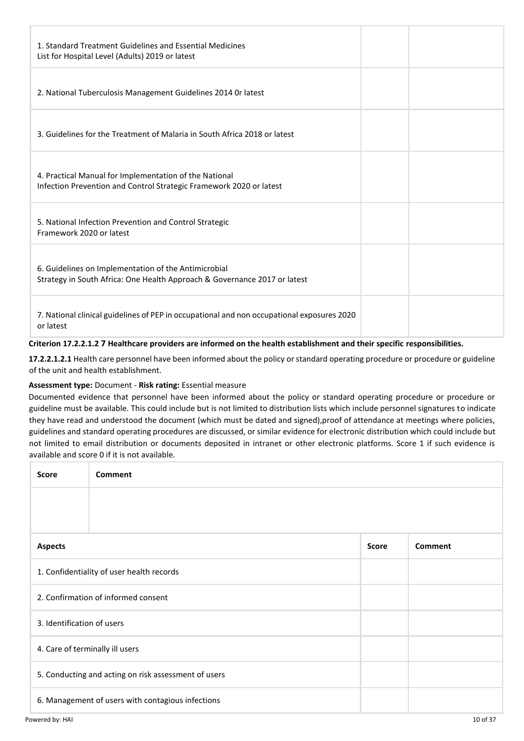| | | |
|---|---|---|
| 1. Standard Treatment Guidelines and Essential Medicines List for Hospital Level (Adults) 2019 or latest | | |
| 2. National Tuberculosis Management Guidelines 2014 0r latest | | |
| 3. Guidelines for the Treatment of Malaria in South Africa 2018 or latest | | |
| 4. Practical Manual for Implementation of the National Infection Prevention and Control Strategic Framework 2020 or latest | | |
| 5. National Infection Prevention and Control Strategic Framework 2020 or latest | | |
| 6. Guidelines on Implementation of the Antimicrobial Strategy in South Africa: One Health Approach & Governance 2017 or latest | | |
| 7. National clinical guidelines of PEP in occupational and non occupational exposures 2020 or latest | | |

**Criterion 17.2.2.1.2 7 Healthcare providers are informed on the health establishment and their specific responsibilities.**

**17.2.2.1.2.1** Health care personnel have been informed about the policy or standard operating procedure or procedure or guideline of the unit and health establishment.

**Assessment type:** Document - **Risk rating:** Essential measure

Documented evidence that personnel have been informed about the policy or standard operating procedure or procedure or guideline must be available. This could include but is not limited to distribution lists which include personnel signatures to indicate they have read and understood the document (which must be dated and signed),proof of attendance at meetings where policies, guidelines and standard operating procedures are discussed, or similar evidence for electronic distribution which could include but not limited to email distribution or documents deposited in intranet or other electronic platforms. Score 1 if such evidence is available and score 0 if it is not available.

| Score | Comment |
|---|---|
| | |

| Aspects | Score | Comment |
|---|---|---|
| 1. Confidentiality of user health records | | |
| 2. Confirmation of informed consent | | |
| 3. Identification of users | | |
| 4. Care of terminally ill users | | |
| 5. Conducting and acting on risk assessment of users | | |
| 6. Management of users with contagious infections | | |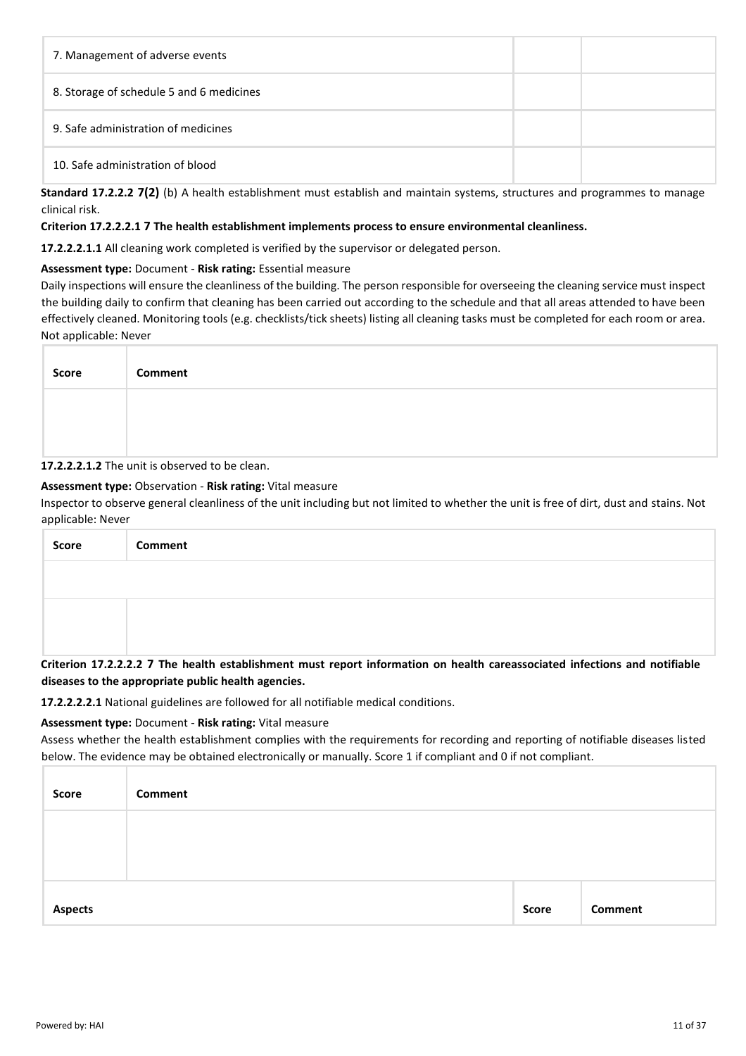| | | |
|---|---|---|
| 7. Management of adverse events | | |
| 8. Storage of schedule 5 and 6 medicines | | |
| 9. Safe administration of medicines | | |
| 10. Safe administration of blood | | |

**Standard 17.2.2.2 7(2)** (b) A health establishment must establish and maintain systems, structures and programmes to manage clinical risk.

**Criterion 17.2.2.2.1 7 The health establishment implements process to ensure environmental cleanliness.**

**17.2.2.2.1.1** All cleaning work completed is verified by the supervisor or delegated person.

**Assessment type:** Document - **Risk rating:** Essential measure

Daily inspections will ensure the cleanliness of the building. The person responsible for overseeing the cleaning service must inspect the building daily to confirm that cleaning has been carried out according to the schedule and that all areas attended to have been effectively cleaned. Monitoring tools (e.g. checklists/tick sheets) listing all cleaning tasks must be completed for each room or area. Not applicable: Never

| Score | Comment |
|---|---|
| | |

**17.2.2.2.1.2** The unit is observed to be clean.

**Assessment type:** Observation - **Risk rating:** Vital measure

Inspector to observe general cleanliness of the unit including but not limited to whether the unit is free of dirt, dust and stains. Not applicable: Never

| Score | Comment |
|---|---|
| | |
| | |

**Criterion 17.2.2.2.2 7 The health establishment must report information on health careassociated infections and notifiable diseases to the appropriate public health agencies.**

**17.2.2.2.2.1** National guidelines are followed for all notifiable medical conditions.

**Assessment type:** Document - **Risk rating:** Vital measure

Assess whether the health establishment complies with the requirements for recording and reporting of notifiable diseases listed below. The evidence may be obtained electronically or manually. Score 1 if compliant and 0 if not compliant.

| Score | Comment |
|---|---|
| | |

| Aspects | Score | Comment |
|---|---|---|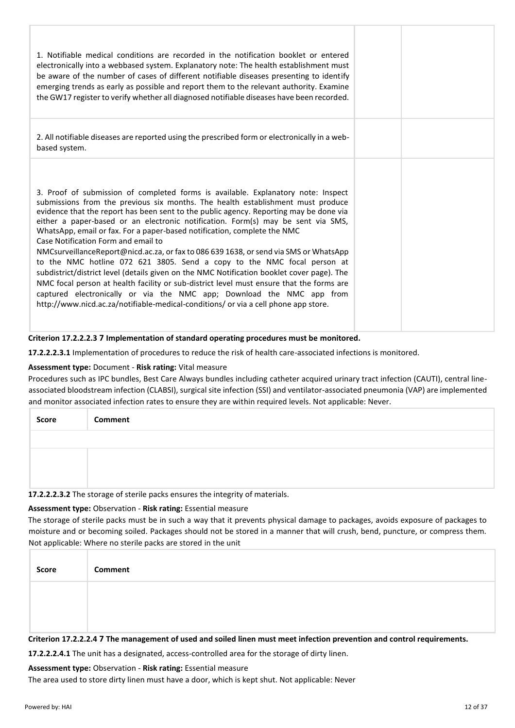| | | |
|---|---|---|
| 1. Notifiable medical conditions are recorded in the notification booklet or entered electronically into a webbased system. Explanatory note: The health establishment must be aware of the number of cases of different notifiable diseases presenting to identify emerging trends as early as possible and report them to the relevant authority. Examine the GW17 register to verify whether all diagnosed notifiable diseases have been recorded. | | |
| 2. All notifiable diseases are reported using the prescribed form or electronically in a web-based system. | | |
| 3. Proof of submission of completed forms is available. Explanatory note: Inspect submissions from the previous six months. The health establishment must produce evidence that the report has been sent to the public agency. Reporting may be done via either a paper-based or an electronic notification. Form(s) may be sent via SMS, WhatsApp, email or fax. For a paper-based notification, complete the NMC Case Notification Form and email to NMCsurveillanceReport@nicd.ac.za, or fax to 086 639 1638, or send via SMS or WhatsApp to the NMC hotline 072 621 3805. Send a copy to the NMC focal person at subdistrict/district level (details given on the NMC Notification booklet cover page). The NMC focal person at health facility or sub-district level must ensure that the forms are captured electronically or via the NMC app; Download the NMC app from http://www.nicd.ac.za/notifiable-medical-conditions/ or via a cell phone app store. | | |

**Criterion 17.2.2.2.3 7 Implementation of standard operating procedures must be monitored.**

**17.2.2.2.3.1** Implementation of procedures to reduce the risk of health care-associated infections is monitored.

**Assessment type:** Document - **Risk rating:** Vital measure

Procedures such as IPC bundles, Best Care Always bundles including catheter acquired urinary tract infection (CAUTI), central line-associated bloodstream infection (CLABSI), surgical site infection (SSI) and ventilator-associated pneumonia (VAP) are implemented and monitor associated infection rates to ensure they are within required levels. Not applicable: Never.

| Score | Comment |
|---|---|
| | |
| | |

**17.2.2.2.3.2** The storage of sterile packs ensures the integrity of materials.

**Assessment type:** Observation - **Risk rating:** Essential measure

The storage of sterile packs must be in such a way that it prevents physical damage to packages, avoids exposure of packages to moisture and or becoming soiled. Packages should not be stored in a manner that will crush, bend, puncture, or compress them. Not applicable: Where no sterile packs are stored in the unit

| Score | Comment |
|---|---|
| | |

**Criterion 17.2.2.2.4 7 The management of used and soiled linen must meet infection prevention and control requirements.**

**17.2.2.2.4.1** The unit has a designated, access-controlled area for the storage of dirty linen.

**Assessment type:** Observation - **Risk rating:** Essential measure

The area used to store dirty linen must have a door, which is kept shut. Not applicable: Never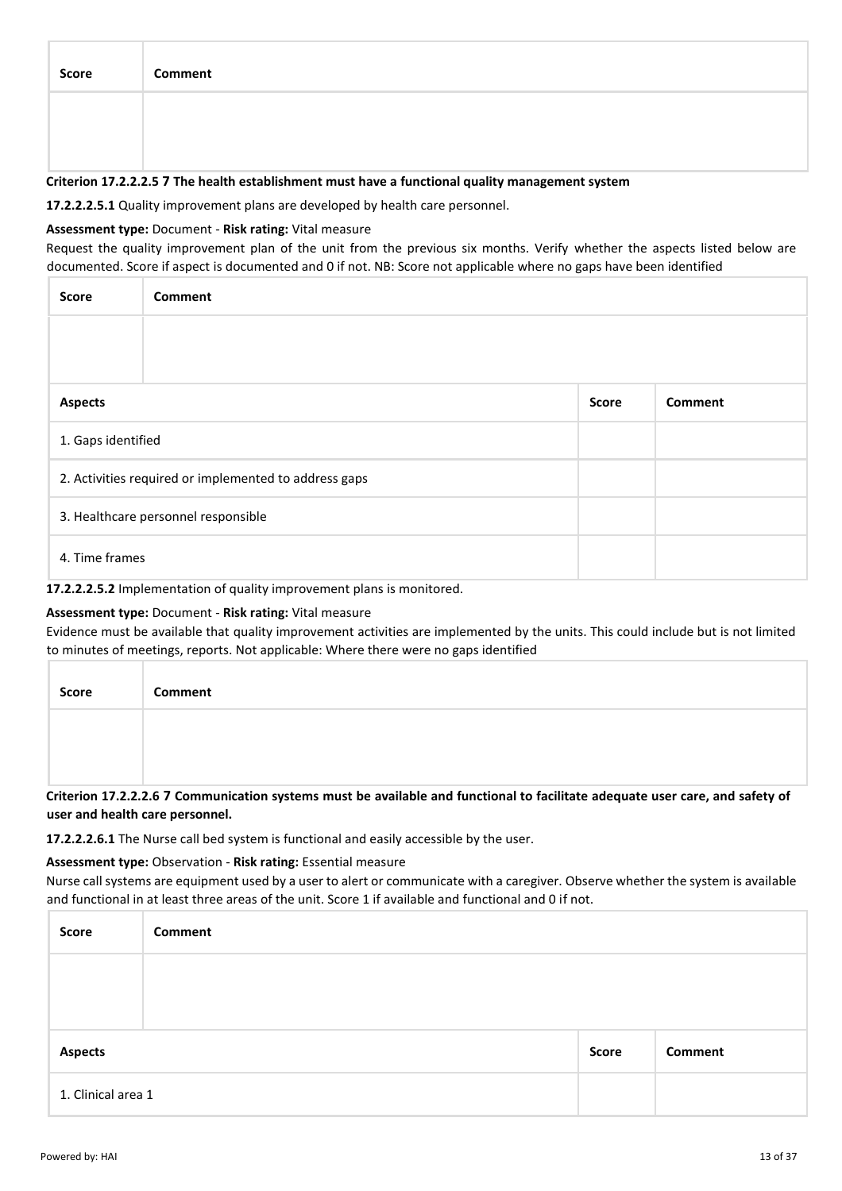| Score | Comment |
|---|---|
| | |

**Criterion 17.2.2.2.5 7 The health establishment must have a functional quality management system**

**17.2.2.2.5.1** Quality improvement plans are developed by health care personnel.

**Assessment type:** Document - **Risk rating:** Vital measure

Request the quality improvement plan of the unit from the previous six months. Verify whether the aspects listed below are documented. Score if aspect is documented and 0 if not. NB: Score not applicable where no gaps have been identified

| Score | Comment |
|---|---|
| | |

| Aspects | Score | Comment |
|---|---|---|
| 1. Gaps identified | | |
| 2. Activities required or implemented to address gaps | | |
| 3. Healthcare personnel responsible | | |
| 4. Time frames | | |

**17.2.2.2.5.2** Implementation of quality improvement plans is monitored.

**Assessment type:** Document - **Risk rating:** Vital measure

Evidence must be available that quality improvement activities are implemented by the units. This could include but is not limited to minutes of meetings, reports. Not applicable: Where there were no gaps identified

| Score | Comment |
|---|---|
| | |

**Criterion 17.2.2.2.6 7 Communication systems must be available and functional to facilitate adequate user care, and safety of user and health care personnel.**

**17.2.2.2.6.1** The Nurse call bed system is functional and easily accessible by the user.

**Assessment type:** Observation - **Risk rating:** Essential measure

Nurse call systems are equipment used by a user to alert or communicate with a caregiver. Observe whether the system is available and functional in at least three areas of the unit. Score 1 if available and functional and 0 if not.

| Score | Comment |
|---|---|
| | |

| Aspects | Score | Comment |
|---|---|---|
| 1. Clinical area 1 | | |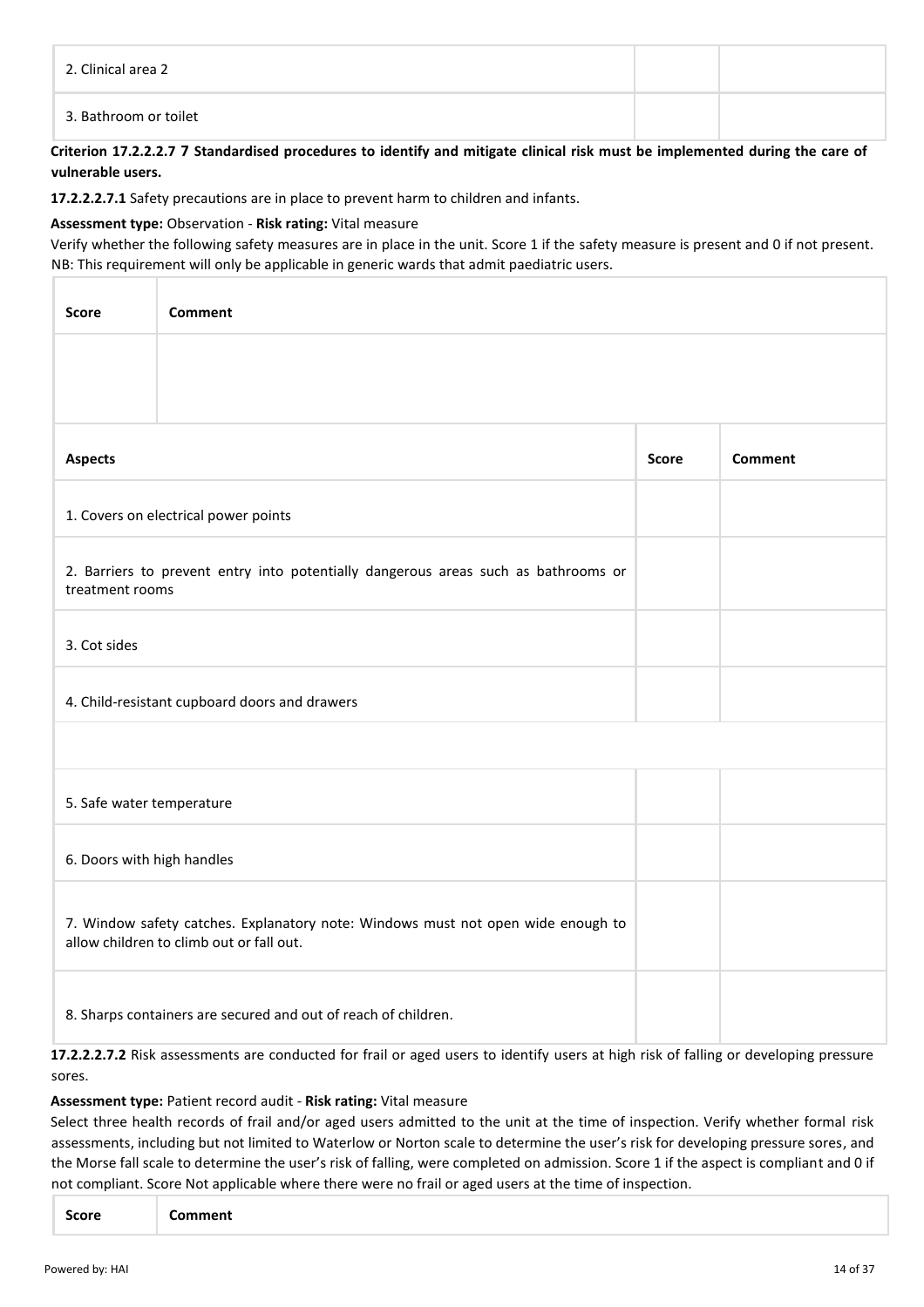| | | |
|---|---|---|
| 2. Clinical area 2 | | |
| 3. Bathroom or toilet | | |

**Criterion 17.2.2.2.7 7 Standardised procedures to identify and mitigate clinical risk must be implemented during the care of vulnerable users.**

**17.2.2.2.7.1** Safety precautions are in place to prevent harm to children and infants.

**Assessment type:** Observation - **Risk rating:** Vital measure

Verify whether the following safety measures are in place in the unit. Score 1 if the safety measure is present and 0 if not present. NB: This requirement will only be applicable in generic wards that admit paediatric users.

| Score | Comment |
|---|---|
| | |

| Aspects | Score | Comment |
|---|---|---|
| 1. Covers on electrical power points | | |
| 2. Barriers to prevent entry into potentially dangerous areas such as bathrooms or treatment rooms | | |
| 3. Cot sides | | |
| 4. Child-resistant cupboard doors and drawers | | |
| | | |
| 5. Safe water temperature | | |
| 6. Doors with high handles | | |
| 7. Window safety catches. Explanatory note: Windows must not open wide enough to allow children to climb out or fall out. | | |
| 8. Sharps containers are secured and out of reach of children. | | |

**17.2.2.2.7.2** Risk assessments are conducted for frail or aged users to identify users at high risk of falling or developing pressure sores.

**Assessment type:** Patient record audit - **Risk rating:** Vital measure

Select three health records of frail and/or aged users admitted to the unit at the time of inspection. Verify whether formal risk assessments, including but not limited to Waterlow or Norton scale to determine the user's risk for developing pressure sores, and the Morse fall scale to determine the user's risk of falling, were completed on admission. Score 1 if the aspect is compliant and 0 if not compliant. Score Not applicable where there were no frail or aged users at the time of inspection.

| Score | Comment |
|---|---|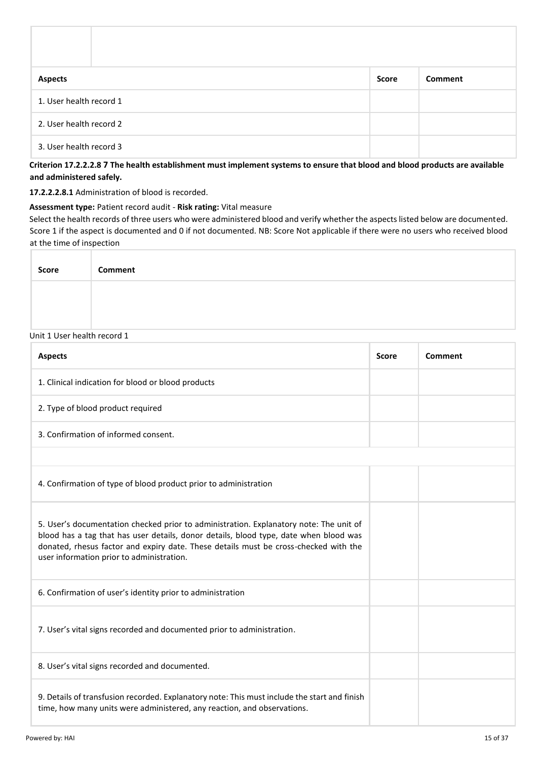| | |
|---|---|
| | |

| Aspects | Score | Comment |
|---|---|---|
| 1. User health record 1 | | |
| 2. User health record 2 | | |
| 3. User health record 3 | | |

**Criterion 17.2.2.2.8 7 The health establishment must implement systems to ensure that blood and blood products are available and administered safely.**

**17.2.2.2.8.1** Administration of blood is recorded.

**Assessment type:** Patient record audit - **Risk rating:** Vital measure

Select the health records of three users who were administered blood and verify whether the aspects listed below are documented. Score 1 if the aspect is documented and 0 if not documented. NB: Score Not applicable if there were no users who received blood at the time of inspection

| Score | Comment |
|---|---|
| | |

Unit 1 User health record 1

| Aspects | Score | Comment |
|---|---|---|
| 1. Clinical indication for blood or blood products | | |
| 2. Type of blood product required | | |
| 3. Confirmation of informed consent. | | |
| | | |
| 4. Confirmation of type of blood product prior to administration | | |
| 5. User's documentation checked prior to administration. Explanatory note: The unit of blood has a tag that has user details, donor details, blood type, date when blood was donated, rhesus factor and expiry date. These details must be cross-checked with the user information prior to administration. | | |
| 6. Confirmation of user's identity prior to administration | | |
| 7. User's vital signs recorded and documented prior to administration. | | |
| 8. User's vital signs recorded and documented. | | |
| 9. Details of transfusion recorded. Explanatory note: This must include the start and finish time, how many units were administered, any reaction, and observations. | | |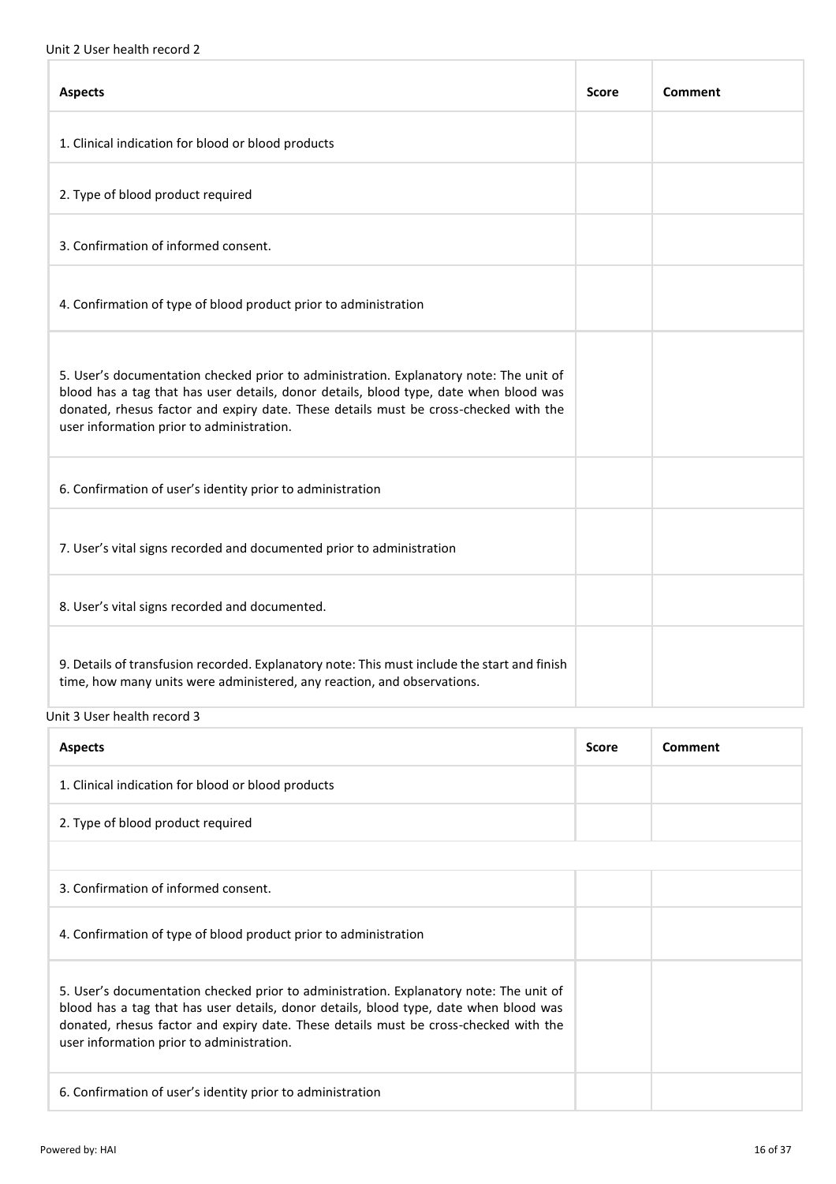Unit 2 User health record 2

| Aspects | Score | Comment |
| --- | --- | --- |
| 1. Clinical indication for blood or blood products | | |
| 2. Type of blood product required | | |
| 3. Confirmation of informed consent. | | |
| 4. Confirmation of type of blood product prior to administration | | |
| 5. User's documentation checked prior to administration. Explanatory note: The unit of blood has a tag that has user details, donor details, blood type, date when blood was donated, rhesus factor and expiry date. These details must be cross-checked with the user information prior to administration. | | |
| 6. Confirmation of user's identity prior to administration | | |
| 7. User's vital signs recorded and documented prior to administration | | |
| 8. User's vital signs recorded and documented. | | |
| 9. Details of transfusion recorded. Explanatory note: This must include the start and finish time, how many units were administered, any reaction, and observations. | | |

Unit 3 User health record 3

| Aspects | Score | Comment |
| --- | --- | --- |
| 1. Clinical indication for blood or blood products | | |
| 2. Type of blood product required | | |
| | | |
| 3. Confirmation of informed consent. | | |
| 4. Confirmation of type of blood product prior to administration | | |
| 5. User's documentation checked prior to administration. Explanatory note: The unit of blood has a tag that has user details, donor details, blood type, date when blood was donated, rhesus factor and expiry date. These details must be cross-checked with the user information prior to administration. | | |
| 6. Confirmation of user's identity prior to administration | | |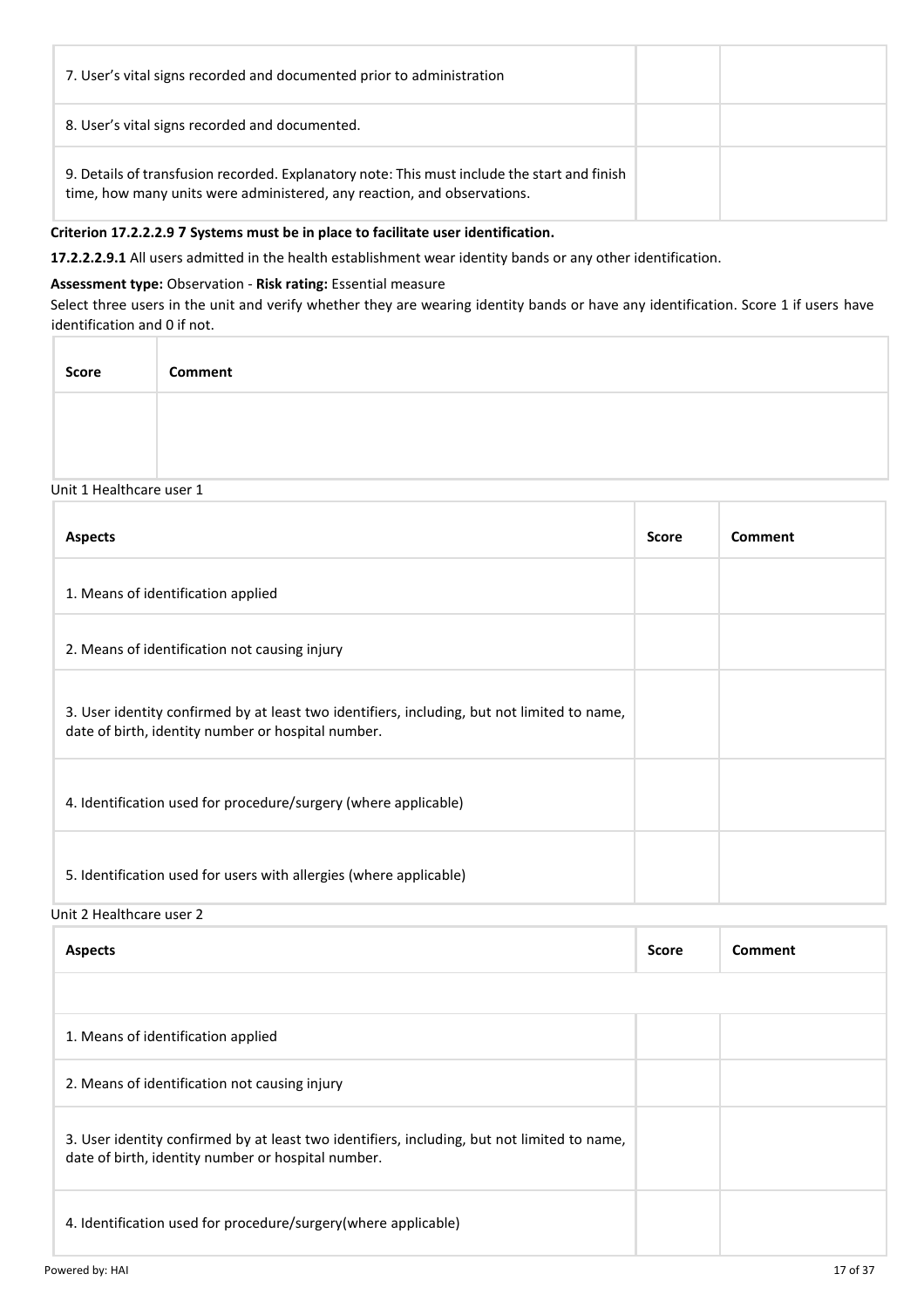| 7. User's vital signs recorded and documented prior to administration | | |
|---|---|---|
| 8. User's vital signs recorded and documented. | | |
| 9. Details of transfusion recorded. Explanatory note: This must include the start and finish time, how many units were administered, any reaction, and observations. | | |

**Criterion 17.2.2.2.9 7 Systems must be in place to facilitate user identification.**

**17.2.2.2.9.1** All users admitted in the health establishment wear identity bands or any other identification.

**Assessment type:** Observation - **Risk rating:** Essential measure

Select three users in the unit and verify whether they are wearing identity bands or have any identification. Score 1 if users have identification and 0 if not.

| Score | Comment |
|---|---|
| | |

Unit 1 Healthcare user 1

| Aspects | Score | Comment |
|---|---|---|
| 1. Means of identification applied | | |
| 2. Means of identification not causing injury | | |
| 3. User identity confirmed by at least two identifiers, including, but not limited to name, date of birth, identity number or hospital number. | | |
| 4. Identification used for procedure/surgery (where applicable) | | |
| 5. Identification used for users with allergies (where applicable) | | |

Unit 2 Healthcare user 2

| Aspects | Score | Comment |
|---|---|---|
| | | |
| 1. Means of identification applied | | |
| 2. Means of identification not causing injury | | |
| 3. User identity confirmed by at least two identifiers, including, but not limited to name, date of birth, identity number or hospital number. | | |
| 4. Identification used for procedure/surgery(where applicable) | | |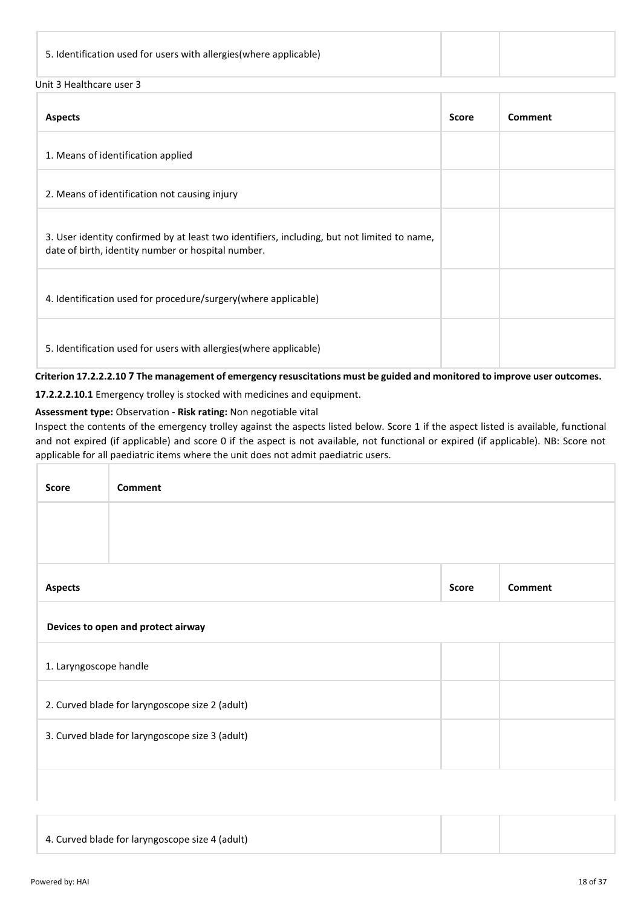| | | |
|---|---|---|
| 5. Identification used for users with allergies(where applicable) | | |

Unit 3 Healthcare user 3

| Aspects | Score | Comment |
|---|---|---|
| 1. Means of identification applied | | |
| 2. Means of identification not causing injury | | |
| 3. User identity confirmed by at least two identifiers, including, but not limited to name, date of birth, identity number or hospital number. | | |
| 4. Identification used for procedure/surgery(where applicable) | | |
| 5. Identification used for users with allergies(where applicable) | | |

**Criterion 17.2.2.2.10 7 The management of emergency resuscitations must be guided and monitored to improve user outcomes.**

**17.2.2.2.10.1** Emergency trolley is stocked with medicines and equipment.

**Assessment type:** Observation - **Risk rating:** Non negotiable vital

Inspect the contents of the emergency trolley against the aspects listed below. Score 1 if the aspect listed is available, functional and not expired (if applicable) and score 0 if the aspect is not available, not functional or expired (if applicable). NB: Score not applicable for all paediatric items where the unit does not admit paediatric users.

| Score | Comment |
|---|---|
| | |

| Aspects | Score | Comment |
|---|---|---|
| **Devices to open and protect airway** | | |
| 1. Laryngoscope handle | | |
| 2. Curved blade for laryngoscope size 2 (adult) | | |
| 3. Curved blade for laryngoscope size 3 (adult) | | |
| 4. Curved blade for laryngoscope size 4 (adult) | | |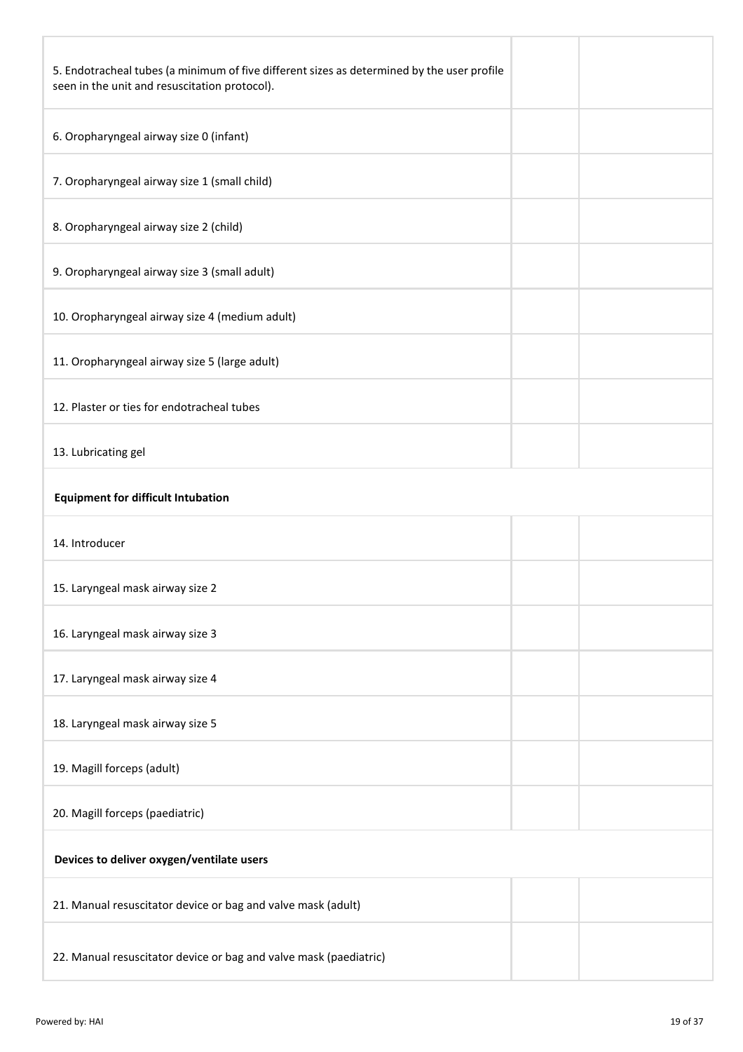| | | |
|---|---|---|
| 5. Endotracheal tubes (a minimum of five different sizes as determined by the user profile seen in the unit and resuscitation protocol). | | |
| 6. Oropharyngeal airway size 0 (infant) | | |
| 7. Oropharyngeal airway size 1 (small child) | | |
| 8. Oropharyngeal airway size 2 (child) | | |
| 9. Oropharyngeal airway size 3 (small adult) | | |
| 10. Oropharyngeal airway size 4 (medium adult) | | |
| 11. Oropharyngeal airway size 5 (large adult) | | |
| 12. Plaster or ties for endotracheal tubes | | |
| 13. Lubricating gel | | |
| **Equipment for difficult Intubation** | | |
| 14. Introducer | | |
| 15. Laryngeal mask airway size 2 | | |
| 16. Laryngeal mask airway size 3 | | |
| 17. Laryngeal mask airway size 4 | | |
| 18. Laryngeal mask airway size 5 | | |
| 19. Magill forceps (adult) | | |
| 20. Magill forceps (paediatric) | | |
| **Devices to deliver oxygen/ventilate users** | | |
| 21. Manual resuscitator device or bag and valve mask (adult) | | |
| 22. Manual resuscitator device or bag and valve mask (paediatric) | | |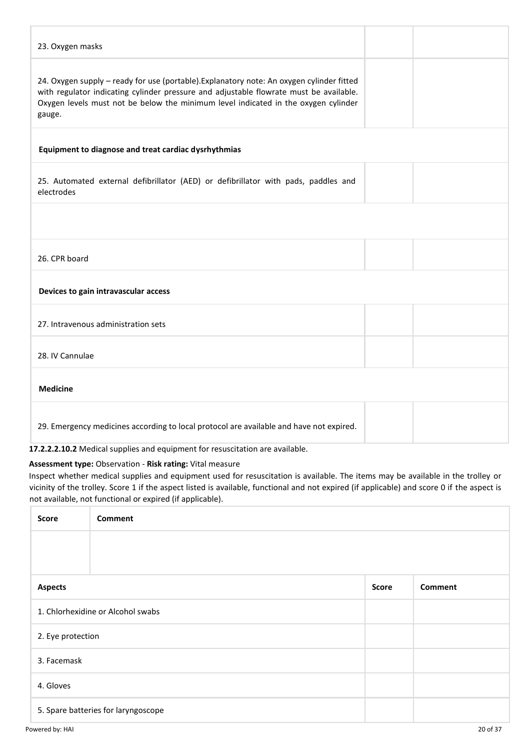| | | |
|---|---|---|
| 23. Oxygen masks | | |
| 24. Oxygen supply – ready for use (portable).Explanatory note: An oxygen cylinder fitted with regulator indicating cylinder pressure and adjustable flowrate must be available. Oxygen levels must not be below the minimum level indicated in the oxygen cylinder gauge. | | |
| **Equipment to diagnose and treat cardiac dysrhythmias** | | |
| 25. Automated external defibrillator (AED) or defibrillator with pads, paddles and electrodes | | |
| | | |
| 26. CPR board | | |
| **Devices to gain intravascular access** | | |
| 27. Intravenous administration sets | | |
| 28. IV Cannulae | | |
| **Medicine** | | |
| 29. Emergency medicines according to local protocol are available and have not expired. | | |

**17.2.2.2.10.2** Medical supplies and equipment for resuscitation are available.

**Assessment type:** Observation - **Risk rating:** Vital measure

Inspect whether medical supplies and equipment used for resuscitation is available. The items may be available in the trolley or vicinity of the trolley. Score 1 if the aspect listed is available, functional and not expired (if applicable) and score 0 if the aspect is not available, not functional or expired (if applicable).

| Score | Comment |
|---|---|
| | |

| Aspects | Score | Comment |
|---|---|---|
| 1. Chlorhexidine or Alcohol swabs | | |
| 2. Eye protection | | |
| 3. Facemask | | |
| 4. Gloves | | |
| 5. Spare batteries for laryngoscope | | |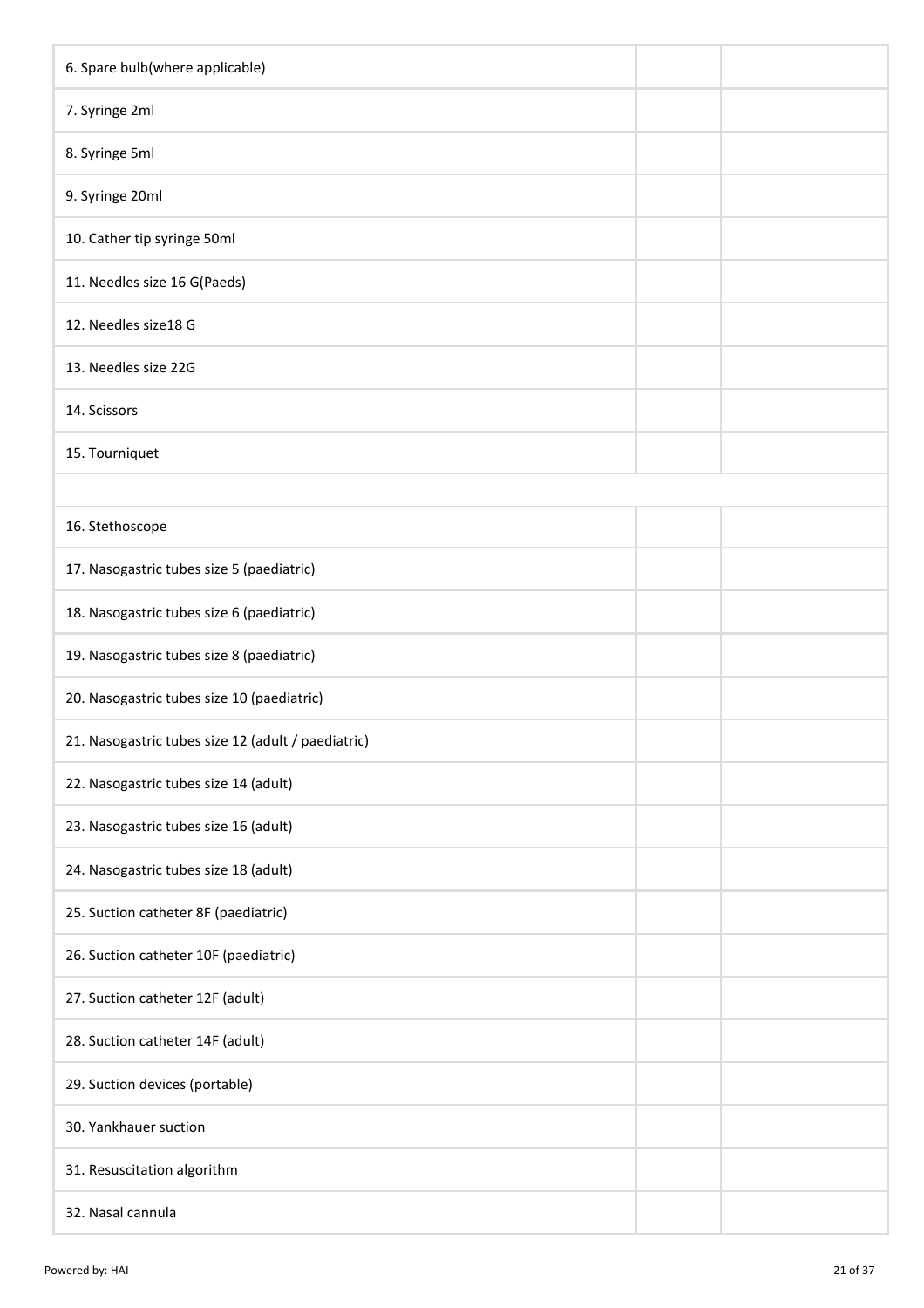| | | |
|---|---|---|
| 6. Spare bulb(where applicable) | | |
| 7. Syringe 2ml | | |
| 8. Syringe 5ml | | |
| 9. Syringe 20ml | | |
| 10. Cather tip syringe 50ml | | |
| 11. Needles size 16 G(Paeds) | | |
| 12. Needles size18 G | | |
| 13. Needles size 22G | | |
| 14. Scissors | | |
| 15. Tourniquet | | |
| | | |
| 16. Stethoscope | | |
| 17. Nasogastric tubes size 5 (paediatric) | | |
| 18. Nasogastric tubes size 6 (paediatric) | | |
| 19. Nasogastric tubes size 8 (paediatric) | | |
| 20. Nasogastric tubes size 10 (paediatric) | | |
| 21. Nasogastric tubes size 12 (adult / paediatric) | | |
| 22. Nasogastric tubes size 14 (adult) | | |
| 23. Nasogastric tubes size 16 (adult) | | |
| 24. Nasogastric tubes size 18 (adult) | | |
| 25. Suction catheter 8F (paediatric) | | |
| 26. Suction catheter 10F (paediatric) | | |
| 27. Suction catheter 12F (adult) | | |
| 28. Suction catheter 14F (adult) | | |
| 29. Suction devices (portable) | | |
| 30. Yankhauer suction | | |
| 31. Resuscitation algorithm | | |
| 32. Nasal cannula | | |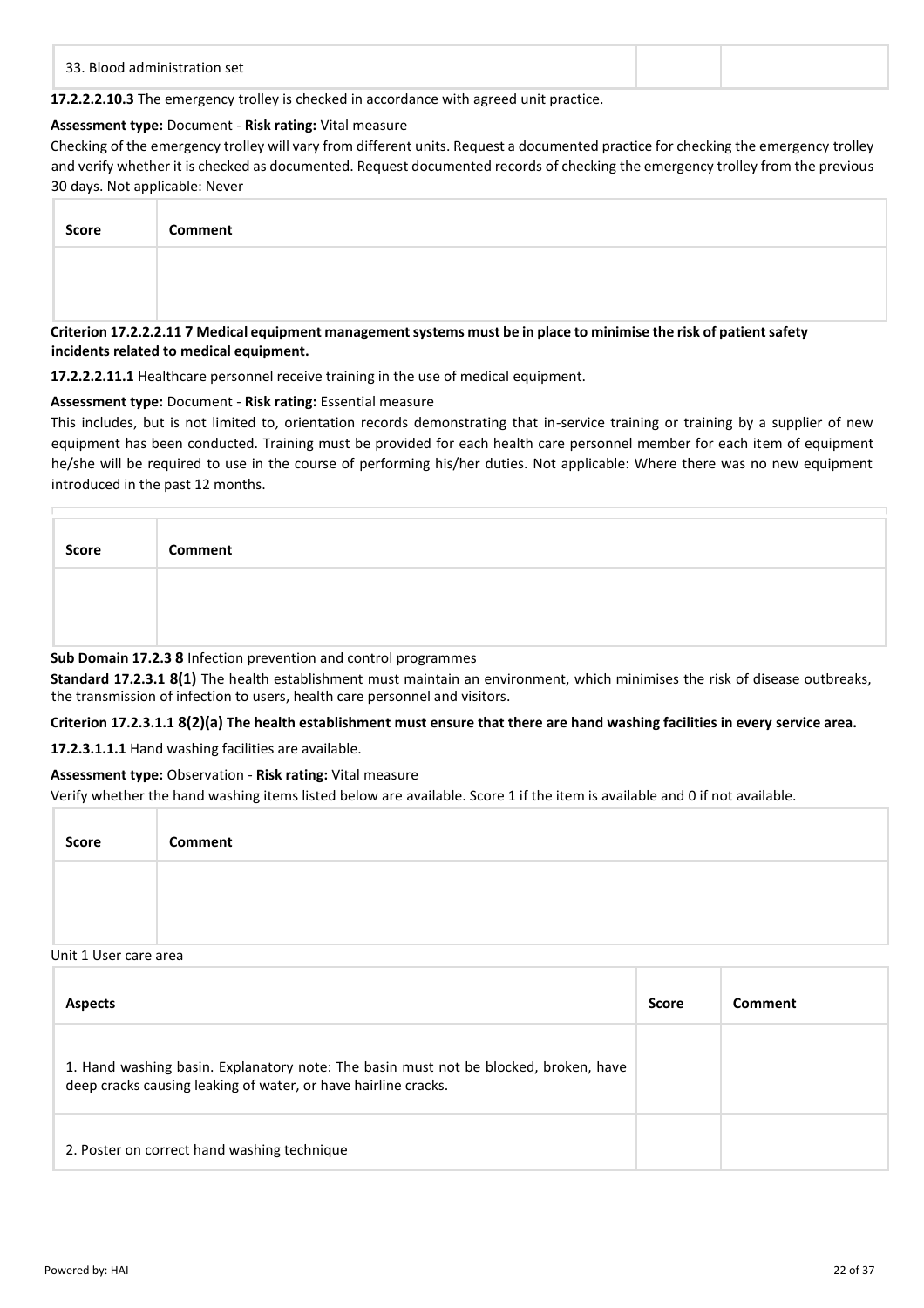| 33. Blood administration set | | |
|---|---|---|

**17.2.2.2.10.3** The emergency trolley is checked in accordance with agreed unit practice.

**Assessment type:** Document - **Risk rating:** Vital measure

Checking of the emergency trolley will vary from different units. Request a documented practice for checking the emergency trolley and verify whether it is checked as documented. Request documented records of checking the emergency trolley from the previous 30 days. Not applicable: Never

| Score | Comment |
|---|---|
| | |

**Criterion 17.2.2.2.11 7 Medical equipment management systems must be in place to minimise the risk of patient safety incidents related to medical equipment.**

**17.2.2.2.11.1** Healthcare personnel receive training in the use of medical equipment.

**Assessment type:** Document - **Risk rating:** Essential measure

This includes, but is not limited to, orientation records demonstrating that in-service training or training by a supplier of new equipment has been conducted. Training must be provided for each health care personnel member for each item of equipment he/she will be required to use in the course of performing his/her duties. Not applicable: Where there was no new equipment introduced in the past 12 months.

| Score | Comment |
|---|---|
| | |

**Sub Domain 17.2.3 8** Infection prevention and control programmes

**Standard 17.2.3.1 8(1)** The health establishment must maintain an environment, which minimises the risk of disease outbreaks, the transmission of infection to users, health care personnel and visitors.

**Criterion 17.2.3.1.1 8(2)(a) The health establishment must ensure that there are hand washing facilities in every service area.**

**17.2.3.1.1.1** Hand washing facilities are available.

**Assessment type:** Observation - **Risk rating:** Vital measure

Verify whether the hand washing items listed below are available. Score 1 if the item is available and 0 if not available.

| Score | Comment |
|---|---|
| | |

Unit 1 User care area

| Aspects | Score | Comment |
|---|---|---|
| 1. Hand washing basin. Explanatory note: The basin must not be blocked, broken, have deep cracks causing leaking of water, or have hairline cracks. | | |
| 2. Poster on correct hand washing technique | | |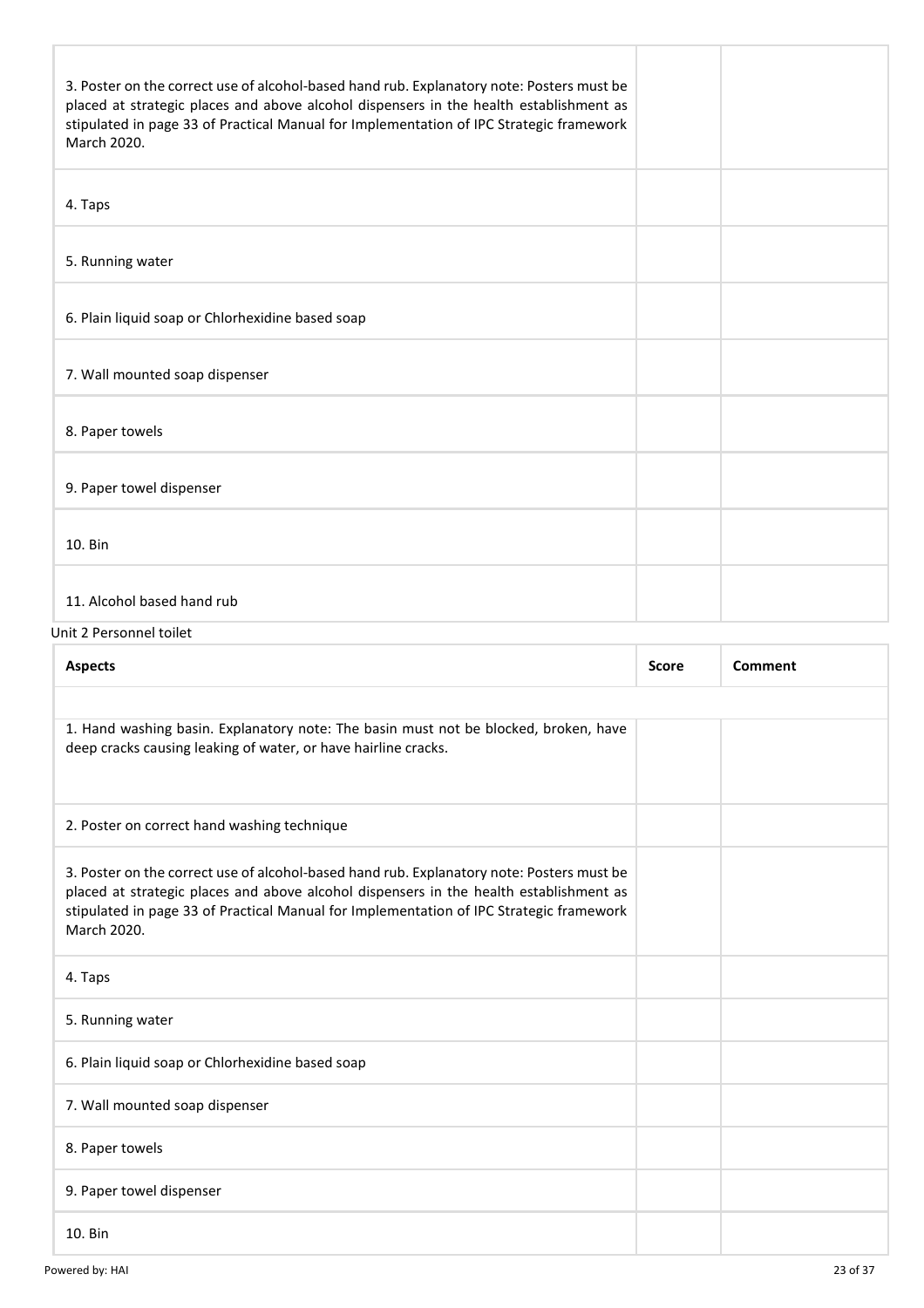| | | |
|---|---|---|
| 3. Poster on the correct use of alcohol-based hand rub. Explanatory note: Posters must be placed at strategic places and above alcohol dispensers in the health establishment as stipulated in page 33 of Practical Manual for Implementation of IPC Strategic framework March 2020. | | |
| 4. Taps | | |
| 5. Running water | | |
| 6. Plain liquid soap or Chlorhexidine based soap | | |
| 7. Wall mounted soap dispenser | | |
| 8. Paper towels | | |
| 9. Paper towel dispenser | | |
| 10. Bin | | |
| 11. Alcohol based hand rub | | |

Unit 2 Personnel toilet

| Aspects | Score | Comment |
|---|---|---|
| | | |
| 1. Hand washing basin. Explanatory note: The basin must not be blocked, broken, have deep cracks causing leaking of water, or have hairline cracks. | | |
| 2. Poster on correct hand washing technique | | |
| 3. Poster on the correct use of alcohol-based hand rub. Explanatory note: Posters must be placed at strategic places and above alcohol dispensers in the health establishment as stipulated in page 33 of Practical Manual for Implementation of IPC Strategic framework March 2020. | | |
| 4. Taps | | |
| 5. Running water | | |
| 6. Plain liquid soap or Chlorhexidine based soap | | |
| 7. Wall mounted soap dispenser | | |
| 8. Paper towels | | |
| 9. Paper towel dispenser | | |
| 10. Bin | | |

Powered by: HAI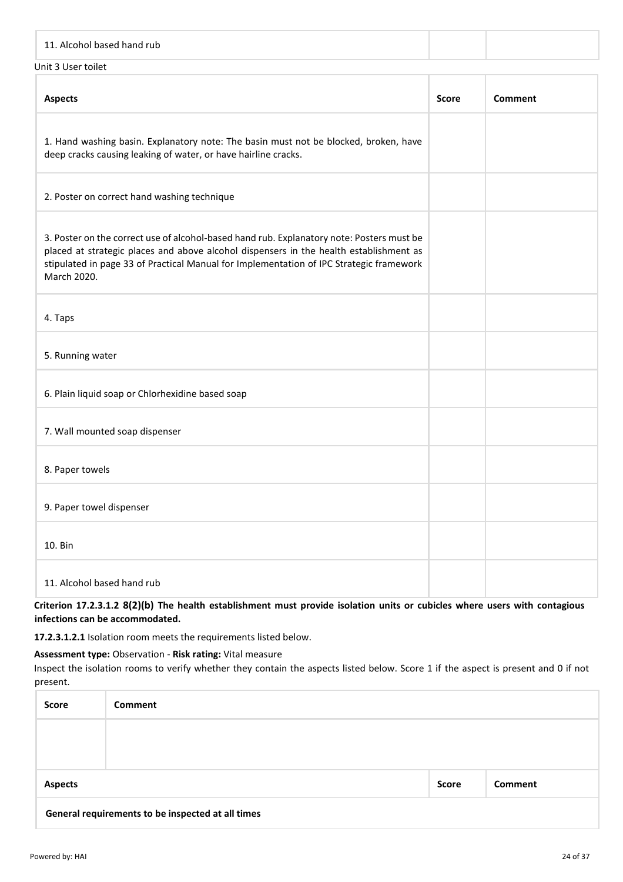| 11. Alcohol based hand rub | | |
|---|---|---|

Unit 3 User toilet

| Aspects | Score | Comment |
|---|---|---|
| 1. Hand washing basin. Explanatory note: The basin must not be blocked, broken, have deep cracks causing leaking of water, or have hairline cracks. | | |
| 2. Poster on correct hand washing technique | | |
| 3. Poster on the correct use of alcohol-based hand rub. Explanatory note: Posters must be placed at strategic places and above alcohol dispensers in the health establishment as stipulated in page 33 of Practical Manual for Implementation of IPC Strategic framework March 2020. | | |
| 4. Taps | | |
| 5. Running water | | |
| 6. Plain liquid soap or Chlorhexidine based soap | | |
| 7. Wall mounted soap dispenser | | |
| 8. Paper towels | | |
| 9. Paper towel dispenser | | |
| 10. Bin | | |
| 11. Alcohol based hand rub | | |

**Criterion 17.2.3.1.2 8(2)(b) The health establishment must provide isolation units or cubicles where users with contagious infections can be accommodated.**

**17.2.3.1.2.1** Isolation room meets the requirements listed below.

**Assessment type:** Observation - **Risk rating:** Vital measure

Inspect the isolation rooms to verify whether they contain the aspects listed below. Score 1 if the aspect is present and 0 if not present.

| Score | Comment |
|---|---|
| | |

| Aspects | Score | Comment |
|---|---|---|
| **General requirements to be inspected at all times** | | |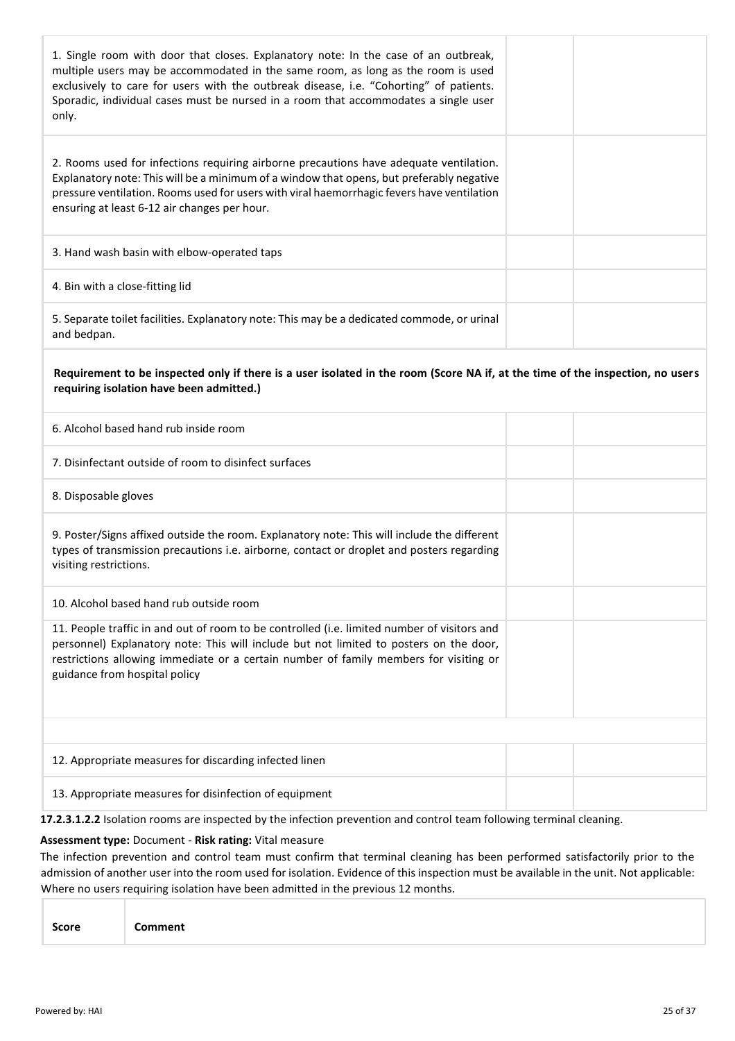| | | |
|---|---|---|
| 1. Single room with door that closes. Explanatory note: In the case of an outbreak, multiple users may be accommodated in the same room, as long as the room is used exclusively to care for users with the outbreak disease, i.e. "Cohorting" of patients. Sporadic, individual cases must be nursed in a room that accommodates a single user only. | | |
| 2. Rooms used for infections requiring airborne precautions have adequate ventilation. Explanatory note: This will be a minimum of a window that opens, but preferably negative pressure ventilation. Rooms used for users with viral haemorrhagic fevers have ventilation ensuring at least 6-12 air changes per hour. | | |
| 3. Hand wash basin with elbow-operated taps | | |
| 4. Bin with a close-fitting lid | | |
| 5. Separate toilet facilities. Explanatory note: This may be a dedicated commode, or urinal and bedpan. | | |
| **Requirement to be inspected only if there is a user isolated in the room (Score NA if, at the time of the inspection, no users requiring isolation have been admitted.)** | | |
| 6. Alcohol based hand rub inside room | | |
| 7. Disinfectant outside of room to disinfect surfaces | | |
| 8. Disposable gloves | | |
| 9. Poster/Signs affixed outside the room. Explanatory note: This will include the different types of transmission precautions i.e. airborne, contact or droplet and posters regarding visiting restrictions. | | |
| 10. Alcohol based hand rub outside room | | |
| 11. People traffic in and out of room to be controlled (i.e. limited number of visitors and personnel) Explanatory note: This will include but not limited to posters on the door, restrictions allowing immediate or a certain number of family members for visiting or guidance from hospital policy | | |
| | | |
| 12. Appropriate measures for discarding infected linen | | |
| 13. Appropriate measures for disinfection of equipment | | |

**17.2.3.1.2.2** Isolation rooms are inspected by the infection prevention and control team following terminal cleaning.

**Assessment type:** Document - **Risk rating:** Vital measure

The infection prevention and control team must confirm that terminal cleaning has been performed satisfactorily prior to the admission of another user into the room used for isolation. Evidence of this inspection must be available in the unit. Not applicable: Where no users requiring isolation have been admitted in the previous 12 months.

| Score | Comment |
|---|---|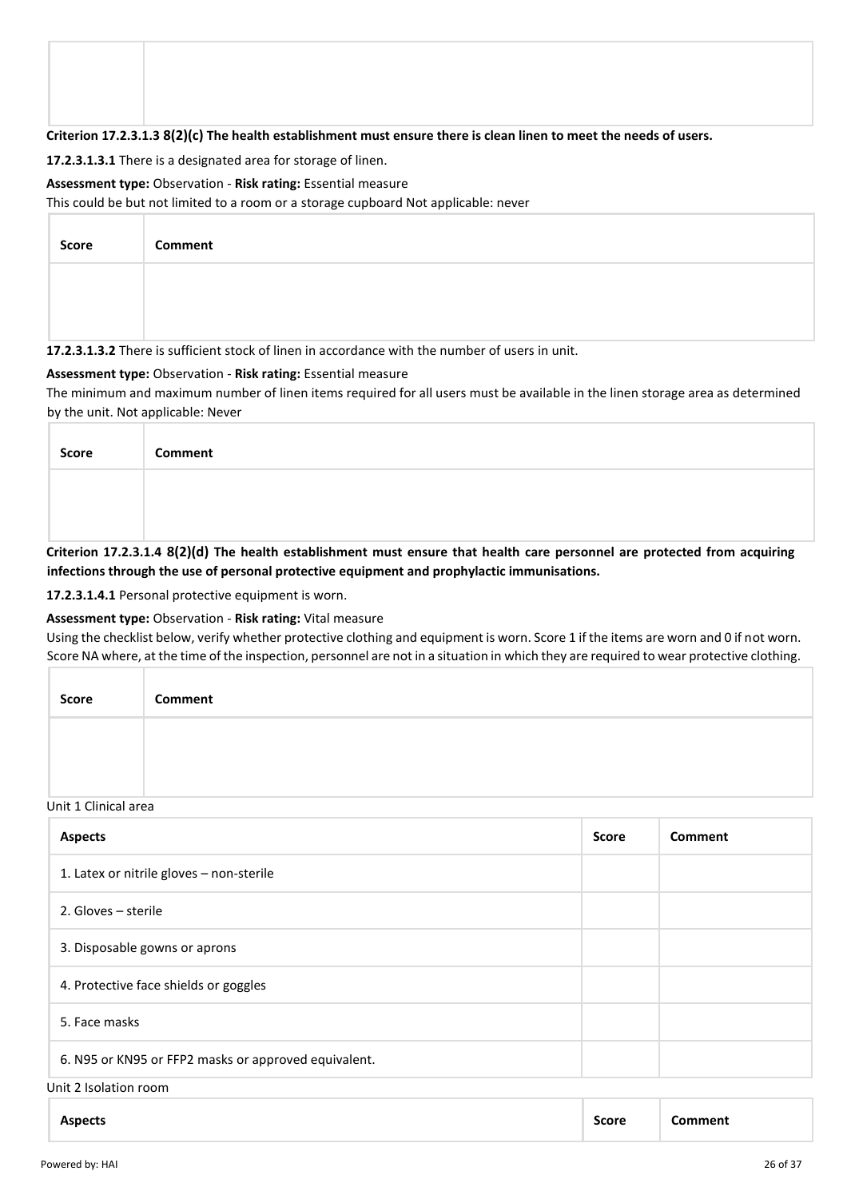| | |
|---|---|
| | |

**Criterion 17.2.3.1.3 8(2)(c) The health establishment must ensure there is clean linen to meet the needs of users.**

**17.2.3.1.3.1** There is a designated area for storage of linen.

**Assessment type:** Observation - **Risk rating:** Essential measure

This could be but not limited to a room or a storage cupboard Not applicable: never

| Score | Comment |
|---|---|
| | |

**17.2.3.1.3.2** There is sufficient stock of linen in accordance with the number of users in unit.

**Assessment type:** Observation - **Risk rating:** Essential measure

The minimum and maximum number of linen items required for all users must be available in the linen storage area as determined by the unit. Not applicable: Never

| Score | Comment |
|---|---|
| | |

**Criterion 17.2.3.1.4 8(2)(d) The health establishment must ensure that health care personnel are protected from acquiring infections through the use of personal protective equipment and prophylactic immunisations.**

**17.2.3.1.4.1** Personal protective equipment is worn.

**Assessment type:** Observation - **Risk rating:** Vital measure

Using the checklist below, verify whether protective clothing and equipment is worn. Score 1 if the items are worn and 0 if not worn. Score NA where, at the time of the inspection, personnel are not in a situation in which they are required to wear protective clothing.

| Score | Comment |
|---|---|
| | |

Unit 1 Clinical area

| Aspects | Score | Comment |
|---|---|---|
| 1. Latex or nitrile gloves – non-sterile | | |
| 2. Gloves – sterile | | |
| 3. Disposable gowns or aprons | | |
| 4. Protective face shields or goggles | | |
| 5. Face masks | | |
| 6. N95 or KN95 or FFP2 masks or approved equivalent. | | |

Unit 2 Isolation room

| Aspects | Score | Comment |
|---|---|---|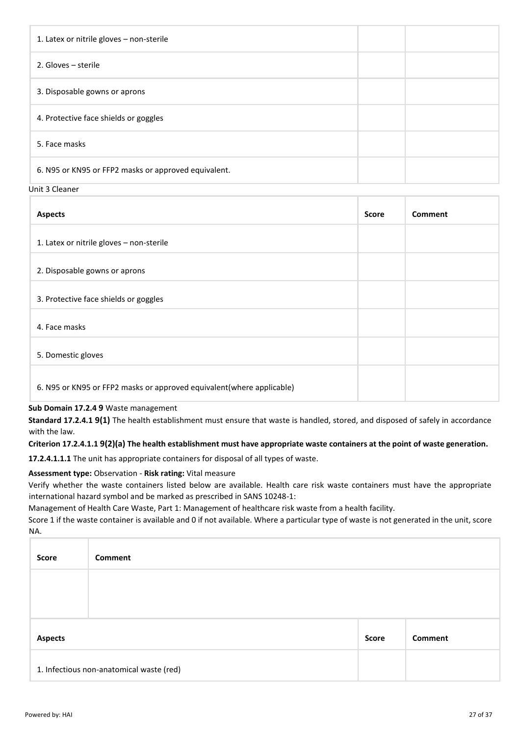| | | |
|---|---|---|
| 1. Latex or nitrile gloves – non-sterile | | |
| 2. Gloves – sterile | | |
| 3. Disposable gowns or aprons | | |
| 4. Protective face shields or goggles | | |
| 5. Face masks | | |
| 6. N95 or KN95 or FFP2 masks or approved equivalent. | | |

Unit 3 Cleaner

| Aspects | Score | Comment |
|---|---|---|
| 1. Latex or nitrile gloves – non-sterile | | |
| 2. Disposable gowns or aprons | | |
| 3. Protective face shields or goggles | | |
| 4. Face masks | | |
| 5. Domestic gloves | | |
| 6. N95 or KN95 or FFP2 masks or approved equivalent(where applicable) | | |

**Sub Domain 17.2.4 9** Waste management

**Standard 17.2.4.1 9(1)** The health establishment must ensure that waste is handled, stored, and disposed of safely in accordance with the law.

**Criterion 17.2.4.1.1 9(2)(a) The health establishment must have appropriate waste containers at the point of waste generation.**

**17.2.4.1.1.1** The unit has appropriate containers for disposal of all types of waste.

**Assessment type:** Observation - **Risk rating:** Vital measure

Verify whether the waste containers listed below are available. Health care risk waste containers must have the appropriate international hazard symbol and be marked as prescribed in SANS 10248-1:

Management of Health Care Waste, Part 1: Management of healthcare risk waste from a health facility.

Score 1 if the waste container is available and 0 if not available. Where a particular type of waste is not generated in the unit, score NA.

| Score | Comment |
|---|---|
| | |

| Aspects | Score | Comment |
|---|---|---|
| 1. Infectious non-anatomical waste (red) | | |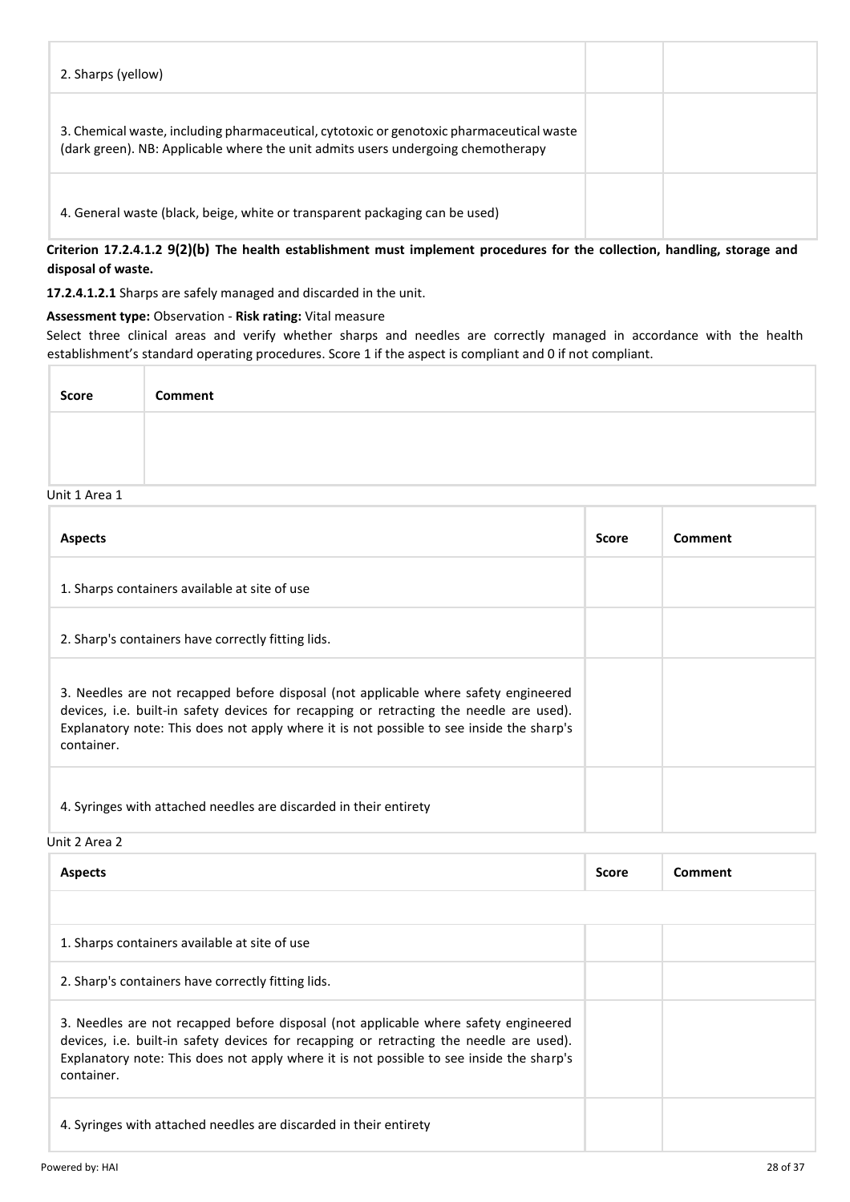| | | |
|---|---|---|
| 2. Sharps (yellow) | | |
| 3. Chemical waste, including pharmaceutical, cytotoxic or genotoxic pharmaceutical waste (dark green). NB: Applicable where the unit admits users undergoing chemotherapy | | |
| 4. General waste (black, beige, white or transparent packaging can be used) | | |

**Criterion 17.2.4.1.2 9(2)(b) The health establishment must implement procedures for the collection, handling, storage and disposal of waste.**

**17.2.4.1.2.1** Sharps are safely managed and discarded in the unit.

**Assessment type:** Observation - **Risk rating:** Vital measure

Select three clinical areas and verify whether sharps and needles are correctly managed in accordance with the health establishment's standard operating procedures. Score 1 if the aspect is compliant and 0 if not compliant.

| Score | Comment |
|---|---|
| | |

Unit 1 Area 1

| Aspects | Score | Comment |
|---|---|---|
| 1. Sharps containers available at site of use | | |
| 2. Sharp's containers have correctly fitting lids. | | |
| 3. Needles are not recapped before disposal (not applicable where safety engineered devices, i.e. built-in safety devices for recapping or retracting the needle are used). Explanatory note: This does not apply where it is not possible to see inside the sharp's container. | | |
| 4. Syringes with attached needles are discarded in their entirety | | |

Unit 2 Area 2

| Aspects | Score | Comment |
|---|---|---|
| | | |
| 1. Sharps containers available at site of use | | |
| 2. Sharp's containers have correctly fitting lids. | | |
| 3. Needles are not recapped before disposal (not applicable where safety engineered devices, i.e. built-in safety devices for recapping or retracting the needle are used). Explanatory note: This does not apply where it is not possible to see inside the sharp's container. | | |
| 4. Syringes with attached needles are discarded in their entirety | | |

Powered by: HAI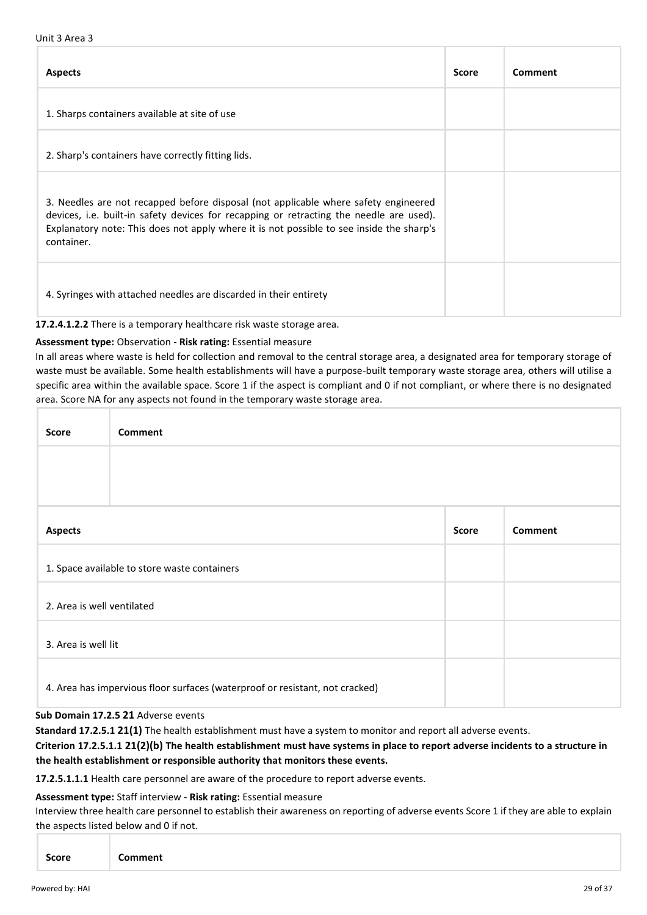Unit 3 Area 3

| Aspects | Score | Comment |
| --- | --- | --- |
| 1. Sharps containers available at site of use | | |
| 2. Sharp's containers have correctly fitting lids. | | |
| 3. Needles are not recapped before disposal (not applicable where safety engineered devices, i.e. built-in safety devices for recapping or retracting the needle are used). Explanatory note: This does not apply where it is not possible to see inside the sharp's container. | | |
| 4. Syringes with attached needles are discarded in their entirety | | |

**17.2.4.1.2.2** There is a temporary healthcare risk waste storage area.

**Assessment type:** Observation - **Risk rating:** Essential measure

In all areas where waste is held for collection and removal to the central storage area, a designated area for temporary storage of waste must be available. Some health establishments will have a purpose-built temporary waste storage area, others will utilise a specific area within the available space. Score 1 if the aspect is compliant and 0 if not compliant, or where there is no designated area. Score NA for any aspects not found in the temporary waste storage area.

| Score | Comment |
| --- | --- |
| | |

| Aspects | Score | Comment |
| --- | --- | --- |
| 1. Space available to store waste containers | | |
| 2. Area is well ventilated | | |
| 3. Area is well lit | | |
| 4. Area has impervious floor surfaces (waterproof or resistant, not cracked) | | |

**Sub Domain 17.2.5 21** Adverse events

**Standard 17.2.5.1 21(1)** The health establishment must have a system to monitor and report all adverse events.

**Criterion 17.2.5.1.1 21(2)(b) The health establishment must have systems in place to report adverse incidents to a structure in the health establishment or responsible authority that monitors these events.**

**17.2.5.1.1.1** Health care personnel are aware of the procedure to report adverse events.

**Assessment type:** Staff interview - **Risk rating:** Essential measure

Interview three health care personnel to establish their awareness on reporting of adverse events Score 1 if they are able to explain the aspects listed below and 0 if not.

| Score | Comment |
| --- | --- |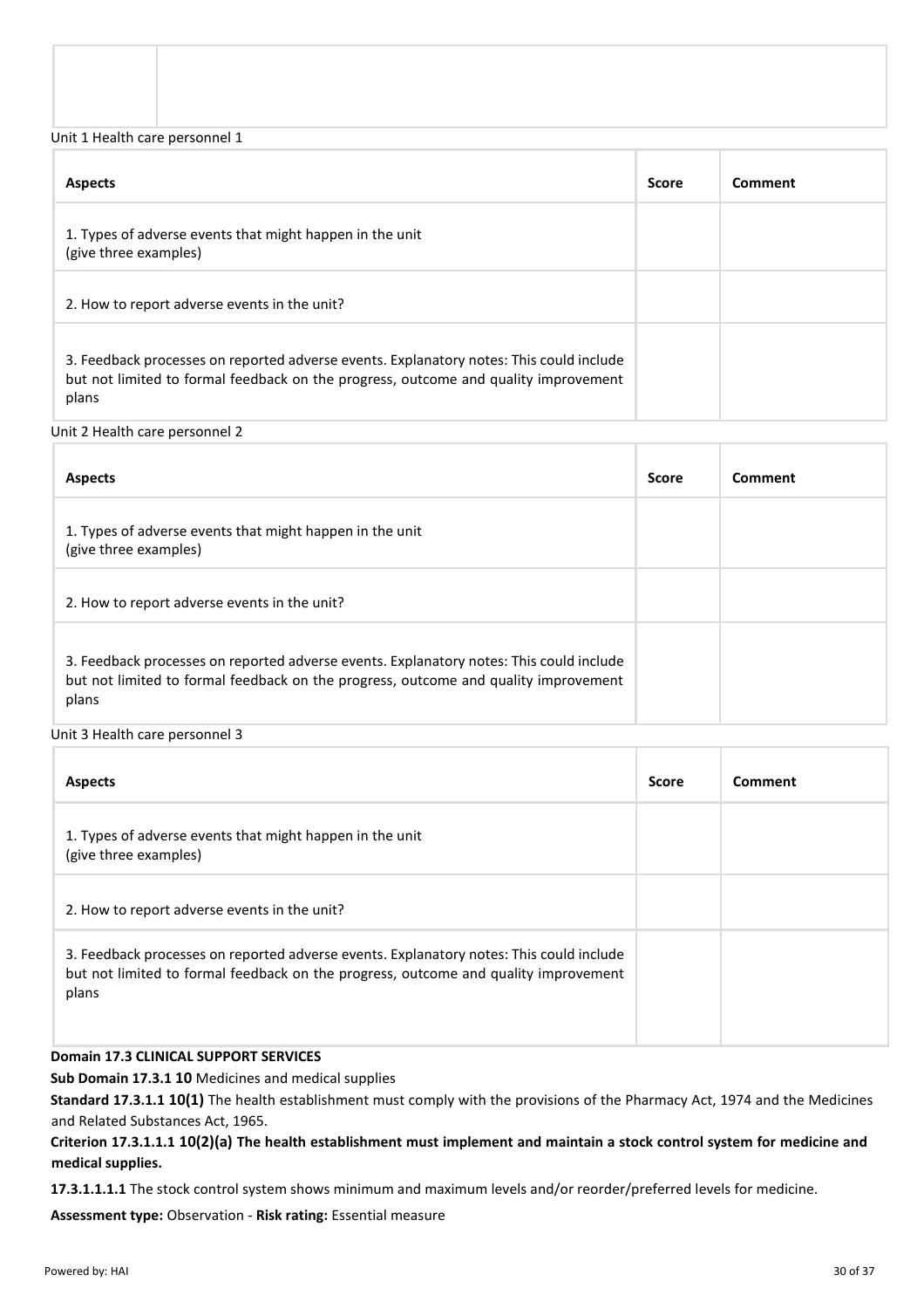| | |
|---|---|
| | |

Unit 1 Health care personnel 1

| Aspects | Score | Comment |
|---|---|---|
| 1. Types of adverse events that might happen in the unit (give three examples) | | |
| 2. How to report adverse events in the unit? | | |
| 3. Feedback processes on reported adverse events. Explanatory notes: This could include but not limited to formal feedback on the progress, outcome and quality improvement plans | | |

Unit 2 Health care personnel 2

| Aspects | Score | Comment |
|---|---|---|
| 1. Types of adverse events that might happen in the unit (give three examples) | | |
| 2. How to report adverse events in the unit? | | |
| 3. Feedback processes on reported adverse events. Explanatory notes: This could include but not limited to formal feedback on the progress, outcome and quality improvement plans | | |

Unit 3 Health care personnel 3

| Aspects | Score | Comment |
|---|---|---|
| 1. Types of adverse events that might happen in the unit (give three examples) | | |
| 2. How to report adverse events in the unit? | | |
| 3. Feedback processes on reported adverse events. Explanatory notes: This could include but not limited to formal feedback on the progress, outcome and quality improvement plans | | |

**Domain 17.3 CLINICAL SUPPORT SERVICES**

**Sub Domain 17.3.1 10** Medicines and medical supplies

**Standard 17.3.1.1 10(1)** The health establishment must comply with the provisions of the Pharmacy Act, 1974 and the Medicines and Related Substances Act, 1965.

**Criterion 17.3.1.1.1 10(2)(a) The health establishment must implement and maintain a stock control system for medicine and medical supplies.**

**17.3.1.1.1.1** The stock control system shows minimum and maximum levels and/or reorder/preferred levels for medicine.

**Assessment type:** Observation - **Risk rating:** Essential measure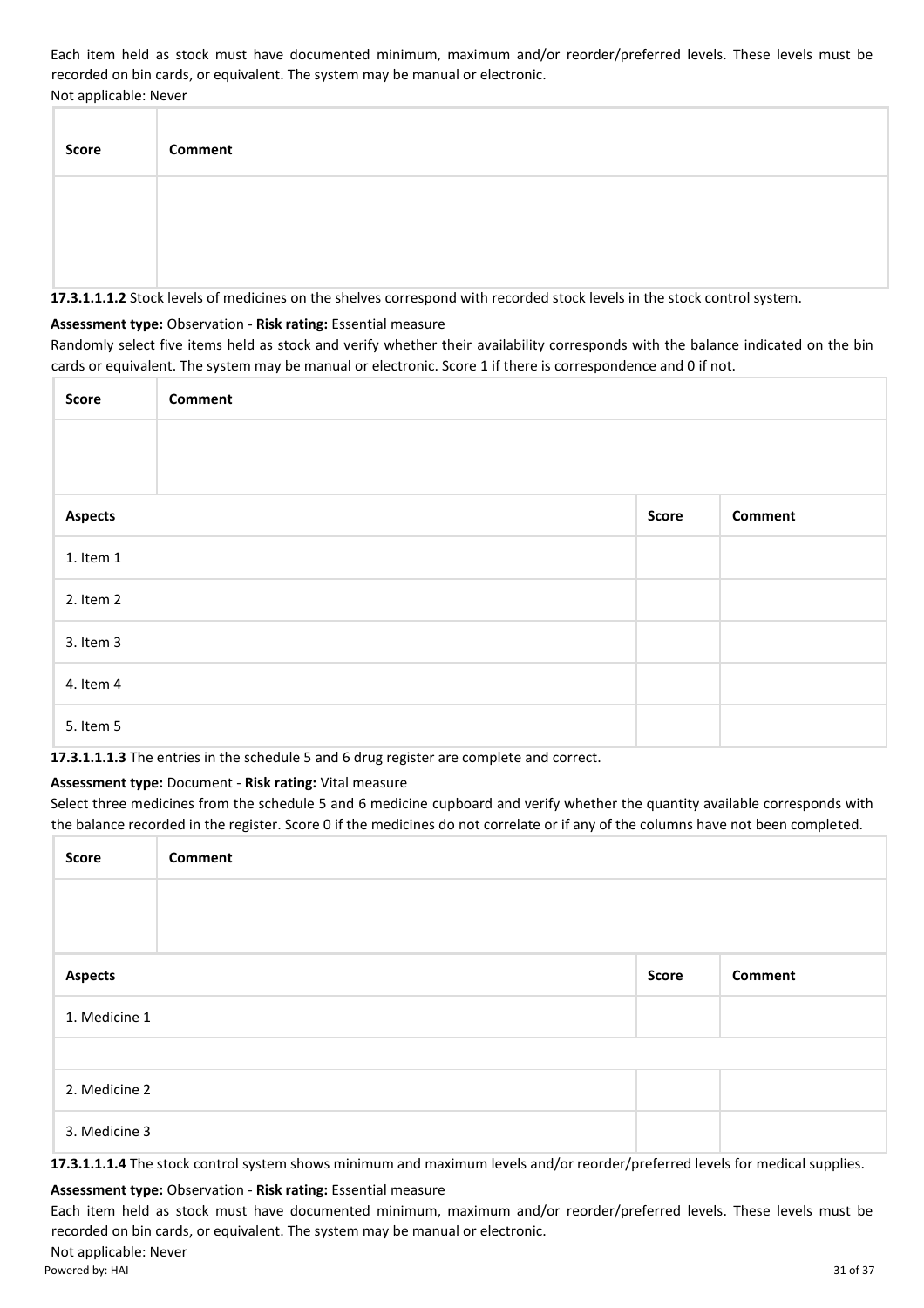Each item held as stock must have documented minimum, maximum and/or reorder/preferred levels. These levels must be recorded on bin cards, or equivalent. The system may be manual or electronic.

Not applicable: Never

| Score | Comment |
| --- | --- |
| | |

**17.3.1.1.1.2** Stock levels of medicines on the shelves correspond with recorded stock levels in the stock control system.

**Assessment type:** Observation - **Risk rating:** Essential measure

Randomly select five items held as stock and verify whether their availability corresponds with the balance indicated on the bin cards or equivalent. The system may be manual or electronic. Score 1 if there is correspondence and 0 if not.

| Score | Comment |
| --- | --- |
| | |

| Aspects | Score | Comment |
| --- | --- | --- |
| 1. Item 1 | | |
| 2. Item 2 | | |
| 3. Item 3 | | |
| 4. Item 4 | | |
| 5. Item 5 | | |

**17.3.1.1.1.3** The entries in the schedule 5 and 6 drug register are complete and correct.

**Assessment type:** Document - **Risk rating:** Vital measure

Select three medicines from the schedule 5 and 6 medicine cupboard and verify whether the quantity available corresponds with the balance recorded in the register. Score 0 if the medicines do not correlate or if any of the columns have not been completed.

| Score | Comment |
| --- | --- |
| | |

| Aspects | Score | Comment |
| --- | --- | --- |
| 1. Medicine 1 | | |
| | | |
| 2. Medicine 2 | | |
| 3. Medicine 3 | | |

**17.3.1.1.1.4** The stock control system shows minimum and maximum levels and/or reorder/preferred levels for medical supplies.

**Assessment type:** Observation - **Risk rating:** Essential measure

Each item held as stock must have documented minimum, maximum and/or reorder/preferred levels. These levels must be recorded on bin cards, or equivalent. The system may be manual or electronic.

Not applicable: Never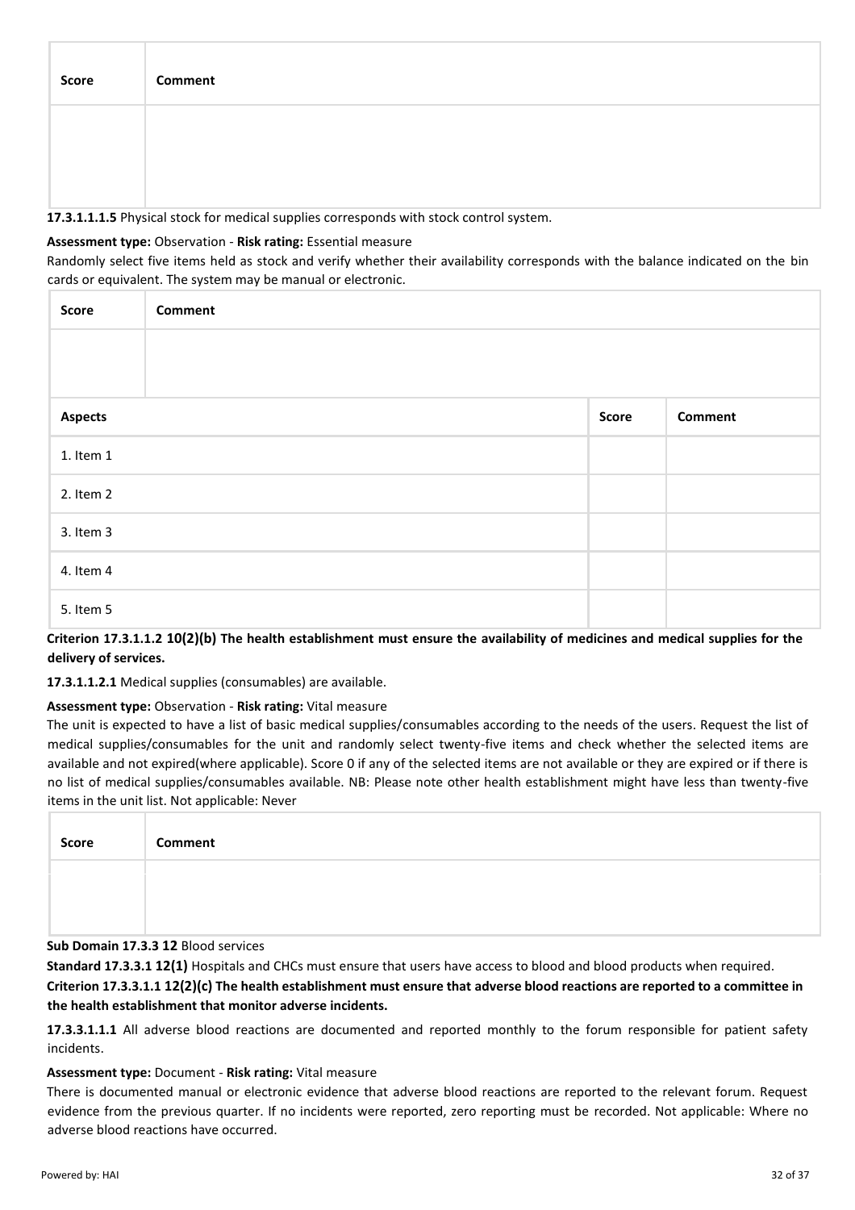| Score | Comment |
| --- | --- |
| | |

**17.3.1.1.1.5** Physical stock for medical supplies corresponds with stock control system.

**Assessment type:** Observation - **Risk rating:** Essential measure

Randomly select five items held as stock and verify whether their availability corresponds with the balance indicated on the bin cards or equivalent. The system may be manual or electronic.

| Score | Comment |
| --- | --- |
| | |

| Aspects | Score | Comment |
| --- | --- | --- |
| 1. Item 1 | | |
| 2. Item 2 | | |
| 3. Item 3 | | |
| 4. Item 4 | | |
| 5. Item 5 | | |

**Criterion 17.3.1.1.2 10(2)(b) The health establishment must ensure the availability of medicines and medical supplies for the delivery of services.**

**17.3.1.1.2.1** Medical supplies (consumables) are available.

**Assessment type:** Observation - **Risk rating:** Vital measure

The unit is expected to have a list of basic medical supplies/consumables according to the needs of the users. Request the list of medical supplies/consumables for the unit and randomly select twenty-five items and check whether the selected items are available and not expired(where applicable). Score 0 if any of the selected items are not available or they are expired or if there is no list of medical supplies/consumables available. NB: Please note other health establishment might have less than twenty-five items in the unit list. Not applicable: Never

| Score | Comment |
| --- | --- |
| | |

**Sub Domain 17.3.3 12** Blood services

**Standard 17.3.3.1 12(1)** Hospitals and CHCs must ensure that users have access to blood and blood products when required.

**Criterion 17.3.3.1.1 12(2)(c) The health establishment must ensure that adverse blood reactions are reported to a committee in the health establishment that monitor adverse incidents.**

**17.3.3.1.1.1** All adverse blood reactions are documented and reported monthly to the forum responsible for patient safety incidents.

**Assessment type:** Document - **Risk rating:** Vital measure

There is documented manual or electronic evidence that adverse blood reactions are reported to the relevant forum. Request evidence from the previous quarter. If no incidents were reported, zero reporting must be recorded. Not applicable: Where no adverse blood reactions have occurred.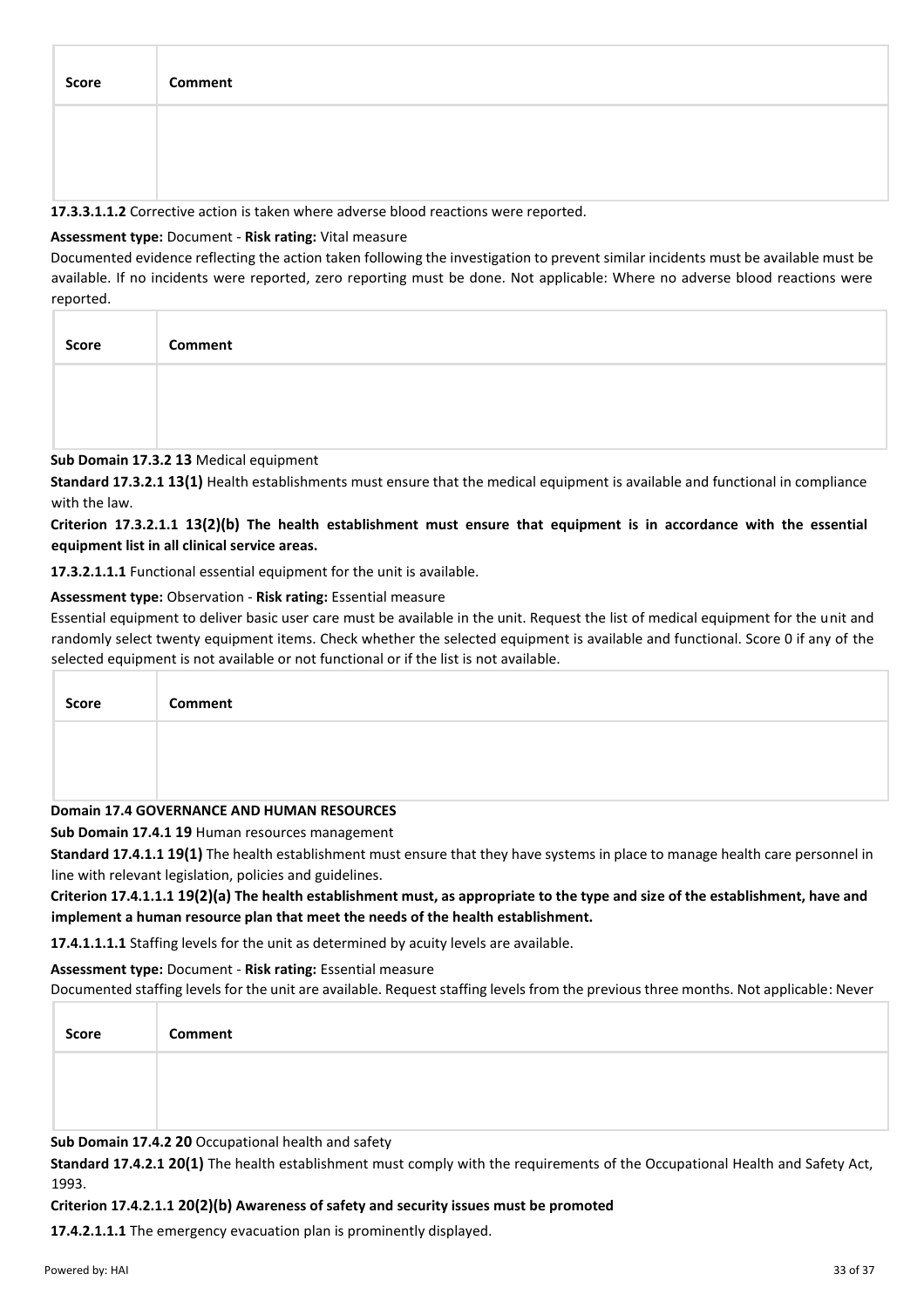| Score | Comment |
| --- | --- |
| | |

**17.3.3.1.1.2** Corrective action is taken where adverse blood reactions were reported.

**Assessment type:** Document - **Risk rating:** Vital measure

Documented evidence reflecting the action taken following the investigation to prevent similar incidents must be available must be available. If no incidents were reported, zero reporting must be done. Not applicable: Where no adverse blood reactions were reported.

| Score | Comment |
| --- | --- |
| | |

**Sub Domain 17.3.2 13** Medical equipment

**Standard 17.3.2.1 13(1)** Health establishments must ensure that the medical equipment is available and functional in compliance with the law.

**Criterion 17.3.2.1.1 13(2)(b) The health establishment must ensure that equipment is in accordance with the essential equipment list in all clinical service areas.**

**17.3.2.1.1.1** Functional essential equipment for the unit is available.

**Assessment type:** Observation - **Risk rating:** Essential measure

Essential equipment to deliver basic user care must be available in the unit. Request the list of medical equipment for the unit and randomly select twenty equipment items. Check whether the selected equipment is available and functional. Score 0 if any of the selected equipment is not available or not functional or if the list is not available.

| Score | Comment |
| --- | --- |
| | |

**Domain 17.4 GOVERNANCE AND HUMAN RESOURCES**

**Sub Domain 17.4.1 19** Human resources management

**Standard 17.4.1.1 19(1)** The health establishment must ensure that they have systems in place to manage health care personnel in line with relevant legislation, policies and guidelines.

**Criterion 17.4.1.1.1 19(2)(a) The health establishment must, as appropriate to the type and size of the establishment, have and implement a human resource plan that meet the needs of the health establishment.**

**17.4.1.1.1.1** Staffing levels for the unit as determined by acuity levels are available.

**Assessment type:** Document - **Risk rating:** Essential measure

Documented staffing levels for the unit are available. Request staffing levels from the previous three months. Not applicable: Never

| Score | Comment |
| --- | --- |
| | |

**Sub Domain 17.4.2 20** Occupational health and safety

**Standard 17.4.2.1 20(1)** The health establishment must comply with the requirements of the Occupational Health and Safety Act, 1993.

**Criterion 17.4.2.1.1 20(2)(b) Awareness of safety and security issues must be promoted**

**17.4.2.1.1.1** The emergency evacuation plan is prominently displayed.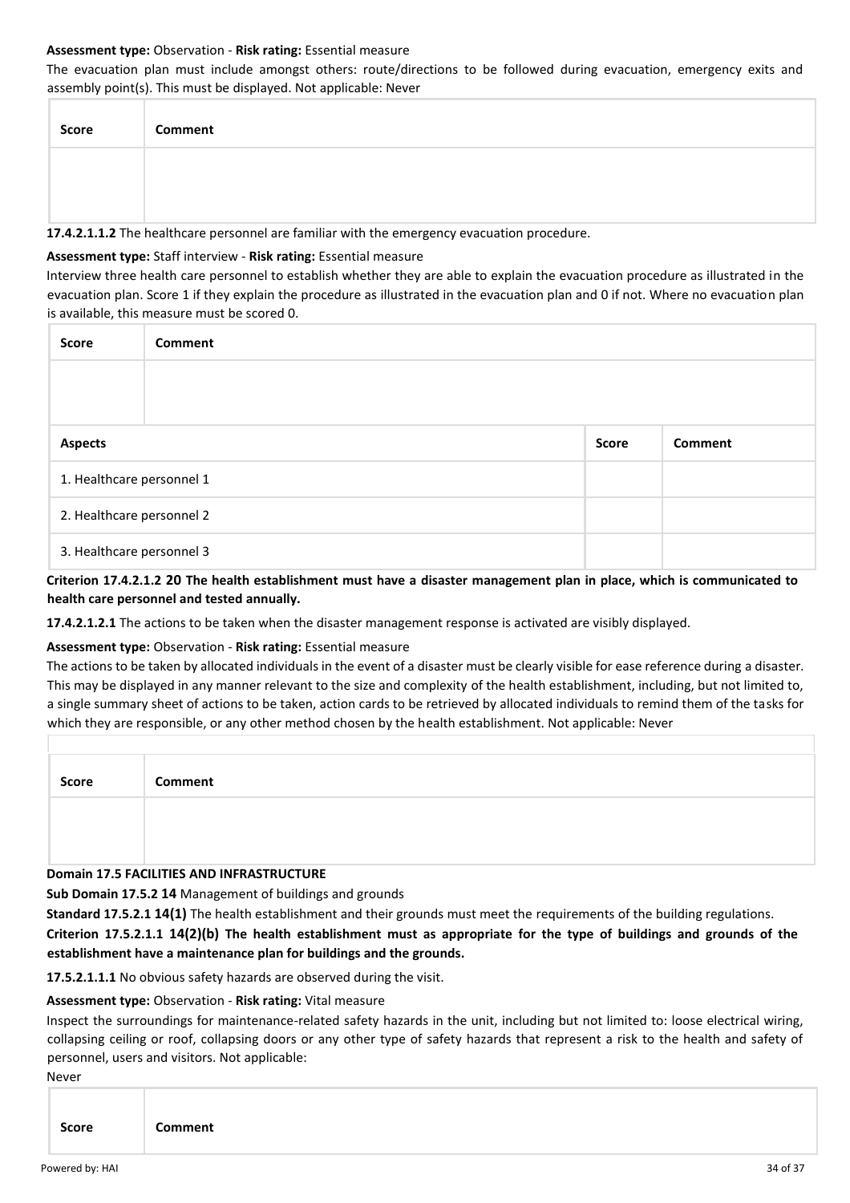**Assessment type:** Observation - **Risk rating:** Essential measure

The evacuation plan must include amongst others: route/directions to be followed during evacuation, emergency exits and assembly point(s). This must be displayed. Not applicable: Never

| Score | Comment |
| --- | --- |
| | |

**17.4.2.1.1.2** The healthcare personnel are familiar with the emergency evacuation procedure.

**Assessment type:** Staff interview - **Risk rating:** Essential measure

Interview three health care personnel to establish whether they are able to explain the evacuation procedure as illustrated in the evacuation plan. Score 1 if they explain the procedure as illustrated in the evacuation plan and 0 if not. Where no evacuation plan is available, this measure must be scored 0.

| Score | Comment |
| --- | --- |
| | |

| Aspects | Score | Comment |
| --- | --- | --- |
| 1. Healthcare personnel 1 | | |
| 2. Healthcare personnel 2 | | |
| 3. Healthcare personnel 3 | | |

**Criterion 17.4.2.1.2 20 The health establishment must have a disaster management plan in place, which is communicated to health care personnel and tested annually.**

**17.4.2.1.2.1** The actions to be taken when the disaster management response is activated are visibly displayed.

**Assessment type:** Observation - **Risk rating:** Essential measure

The actions to be taken by allocated individuals in the event of a disaster must be clearly visible for ease reference during a disaster. This may be displayed in any manner relevant to the size and complexity of the health establishment, including, but not limited to, a single summary sheet of actions to be taken, action cards to be retrieved by allocated individuals to remind them of the tasks for which they are responsible, or any other method chosen by the health establishment. Not applicable: Never

| Score | Comment |
| --- | --- |
| | |

**Domain 17.5 FACILITIES AND INFRASTRUCTURE**

**Sub Domain 17.5.2 14** Management of buildings and grounds

**Standard 17.5.2.1 14(1)** The health establishment and their grounds must meet the requirements of the building regulations.

**Criterion 17.5.2.1.1 14(2)(b) The health establishment must as appropriate for the type of buildings and grounds of the establishment have a maintenance plan for buildings and the grounds.**

**17.5.2.1.1.1** No obvious safety hazards are observed during the visit.

**Assessment type:** Observation - **Risk rating:** Vital measure

Inspect the surroundings for maintenance-related safety hazards in the unit, including but not limited to: loose electrical wiring, collapsing ceiling or roof, collapsing doors or any other type of safety hazards that represent a risk to the health and safety of personnel, users and visitors. Not applicable:

Never

| Score | Comment |
| --- | --- |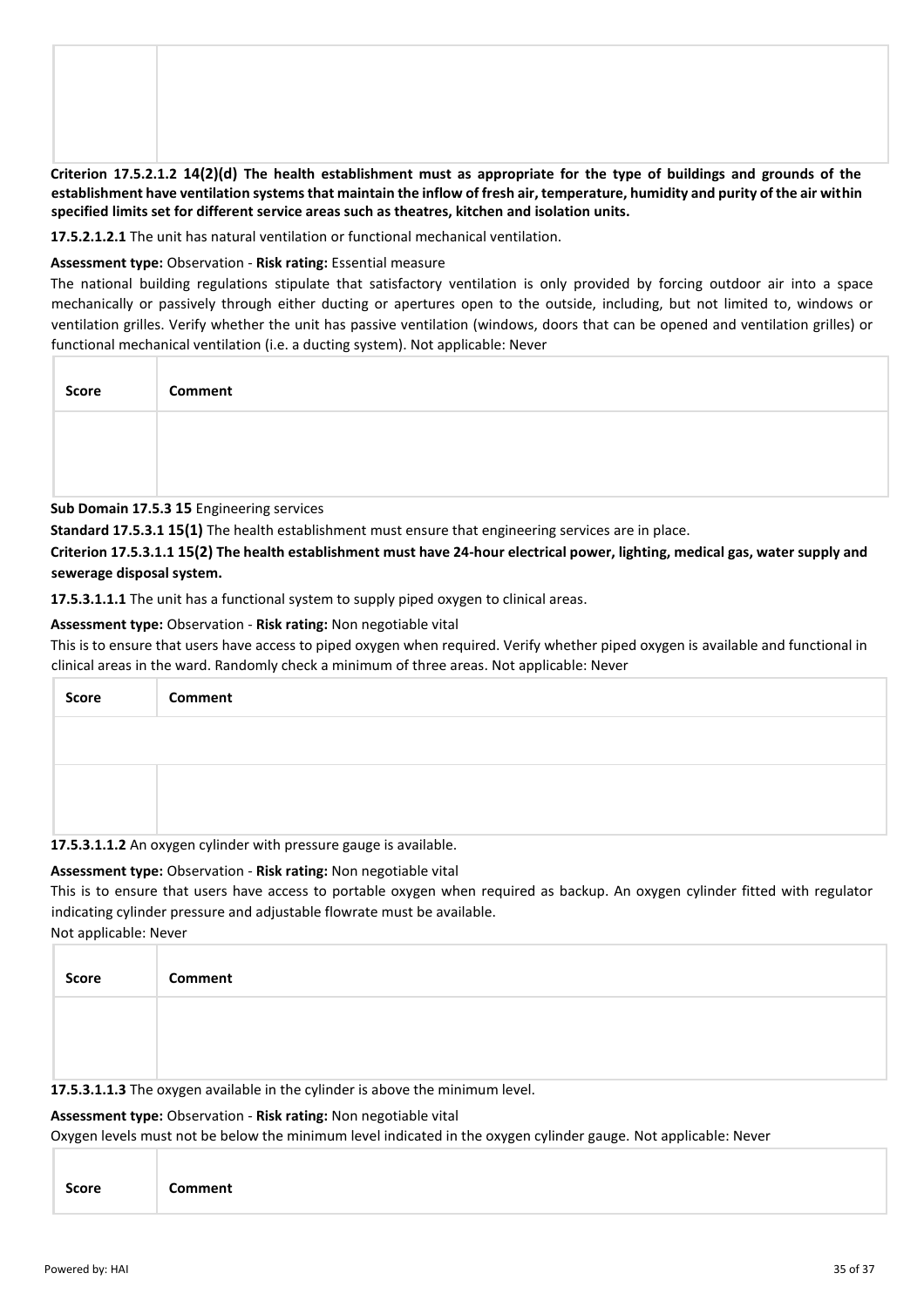| | |
|---|---|
| | |

**Criterion 17.5.2.1.2 14(2)(d) The health establishment must as appropriate for the type of buildings and grounds of the establishment have ventilation systems that maintain the inflow of fresh air, temperature, humidity and purity of the air within specified limits set for different service areas such as theatres, kitchen and isolation units.**

**17.5.2.1.2.1** The unit has natural ventilation or functional mechanical ventilation.

**Assessment type:** Observation - **Risk rating:** Essential measure

The national building regulations stipulate that satisfactory ventilation is only provided by forcing outdoor air into a space mechanically or passively through either ducting or apertures open to the outside, including, but not limited to, windows or ventilation grilles. Verify whether the unit has passive ventilation (windows, doors that can be opened and ventilation grilles) or functional mechanical ventilation (i.e. a ducting system). Not applicable: Never

| Score | Comment |
|---|---|
| | |

**Sub Domain 17.5.3 15** Engineering services

**Standard 17.5.3.1 15(1)** The health establishment must ensure that engineering services are in place.

**Criterion 17.5.3.1.1 15(2) The health establishment must have 24-hour electrical power, lighting, medical gas, water supply and sewerage disposal system.**

**17.5.3.1.1.1** The unit has a functional system to supply piped oxygen to clinical areas.

**Assessment type:** Observation - **Risk rating:** Non negotiable vital

This is to ensure that users have access to piped oxygen when required. Verify whether piped oxygen is available and functional in clinical areas in the ward. Randomly check a minimum of three areas. Not applicable: Never

| Score | Comment |
|---|---|
| | |
| | |

**17.5.3.1.1.2** An oxygen cylinder with pressure gauge is available.

**Assessment type:** Observation - **Risk rating:** Non negotiable vital

This is to ensure that users have access to portable oxygen when required as backup. An oxygen cylinder fitted with regulator indicating cylinder pressure and adjustable flowrate must be available.

Not applicable: Never

| Score | Comment |
|---|---|
| | |

**17.5.3.1.1.3** The oxygen available in the cylinder is above the minimum level.

**Assessment type:** Observation - **Risk rating:** Non negotiable vital

Oxygen levels must not be below the minimum level indicated in the oxygen cylinder gauge. Not applicable: Never

| Score | Comment |
|---|---|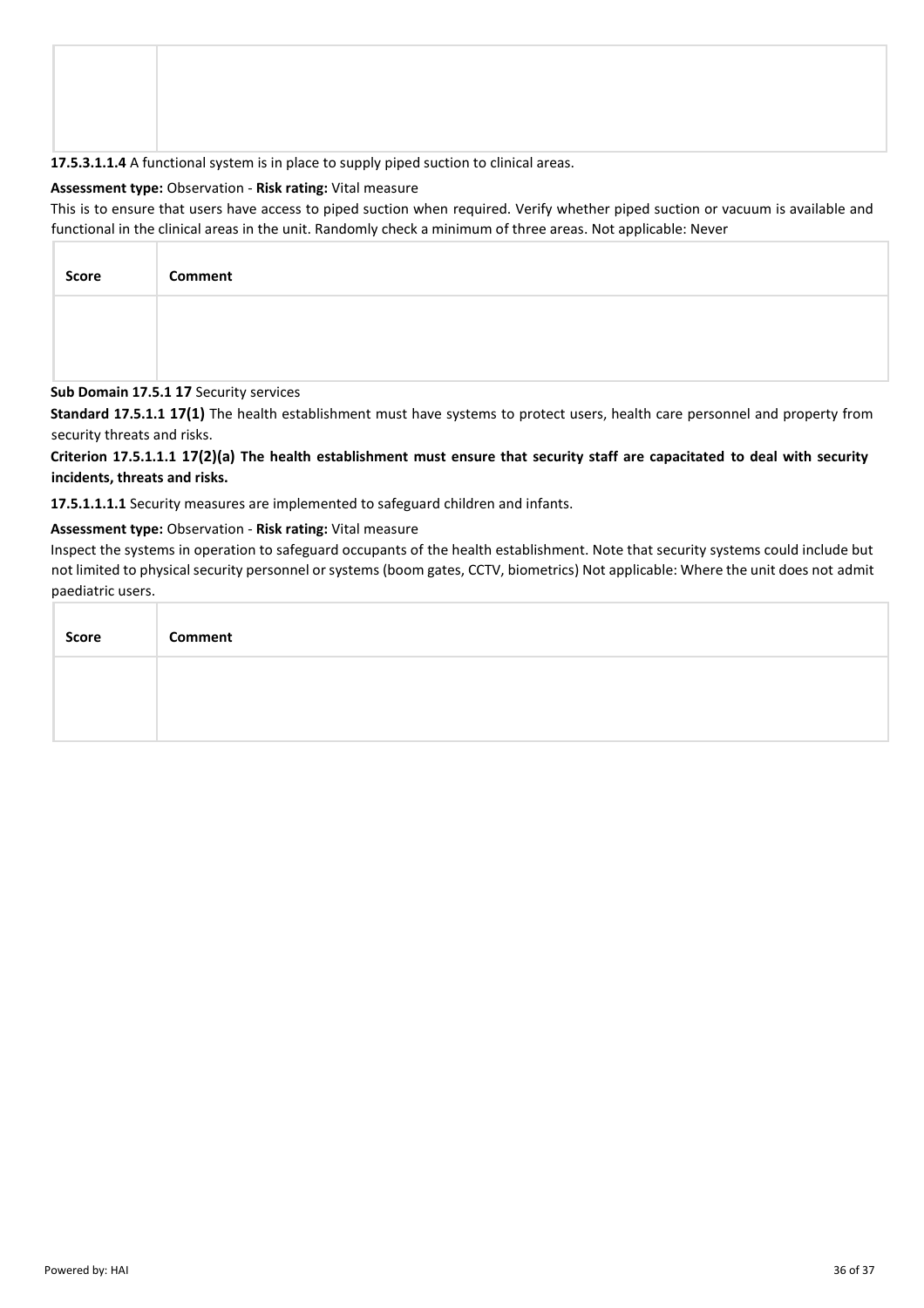| | |
|---|---|
| | |

**17.5.3.1.1.4** A functional system is in place to supply piped suction to clinical areas.

**Assessment type:** Observation - **Risk rating:** Vital measure

This is to ensure that users have access to piped suction when required. Verify whether piped suction or vacuum is available and functional in the clinical areas in the unit. Randomly check a minimum of three areas. Not applicable: Never

| Score | Comment |
|---|---|
| | |

**Sub Domain 17.5.1 17** Security services

**Standard 17.5.1.1 17(1)** The health establishment must have systems to protect users, health care personnel and property from security threats and risks.

**Criterion 17.5.1.1.1 17(2)(a) The health establishment must ensure that security staff are capacitated to deal with security incidents, threats and risks.**

**17.5.1.1.1.1** Security measures are implemented to safeguard children and infants.

**Assessment type:** Observation - **Risk rating:** Vital measure

Inspect the systems in operation to safeguard occupants of the health establishment. Note that security systems could include but not limited to physical security personnel or systems (boom gates, CCTV, biometrics) Not applicable: Where the unit does not admit paediatric users.

| Score | Comment |
|---|---|
| | |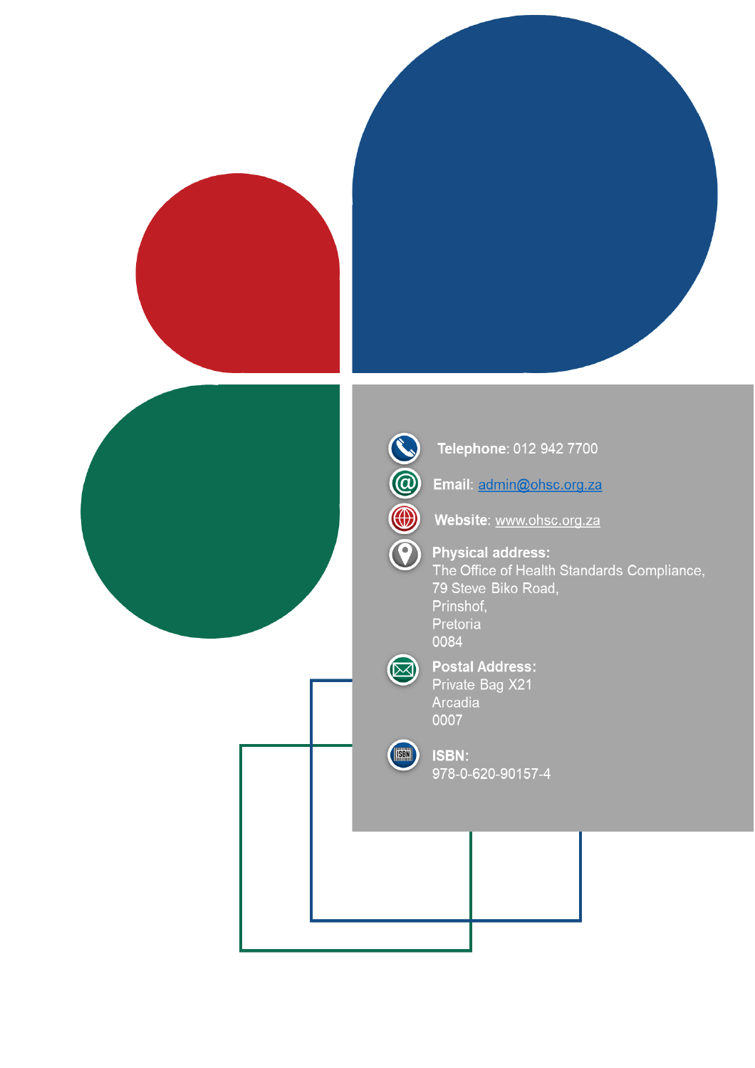**Telephone**: 012 942 7700

**Email**: admin@ohsc.org.za

**Website**: www.ohsc.org.za

**Physical address:**
The Office of Health Standards Compliance,
79 Steve Biko Road,
Prinshof,
Pretoria
0084

**Postal Address:**
Private Bag X21
Arcadia
0007

**ISBN:**
978-0-620-90157-4